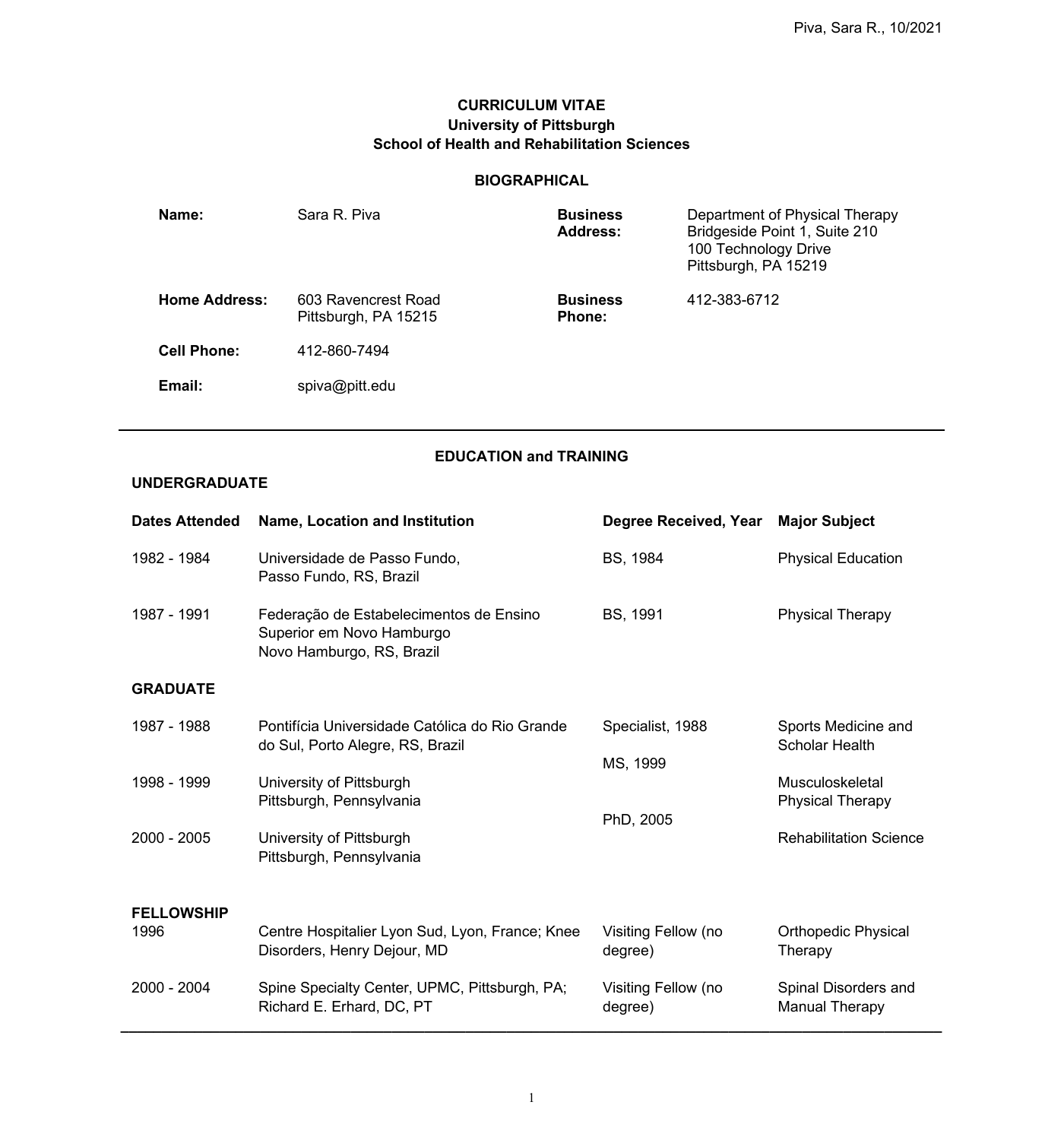# CURRICULUM VITAE
## University of Pittsburgh
## School of Health and Rehabilitation Sciences

### BIOGRAPHICAL

| | | | |
|---|---|---|---|
| **Name:** | Sara R. Piva | **Business Address:** | Department of Physical Therapy<br>Bridgeside Point 1, Suite 210<br>100 Technology Drive<br>Pittsburgh, PA 15219 |
| **Home Address:** | 603 Ravencrest Road<br>Pittsburgh, PA 15215 | **Business Phone:** | 412-383-6712 |
| **Cell Phone:** | 412-860-7494 | | |
| **Email:** | spiva@pitt.edu | | |

---

### EDUCATION and TRAINING

**UNDERGRADUATE**

| Dates Attended | Name, Location and Institution | Degree Received, Year | Major Subject |
|---|---|---|---|
| 1982 - 1984 | Universidade de Passo Fundo, Passo Fundo, RS, Brazil | BS, 1984 | Physical Education |
| 1987 - 1991 | Federação de Estabelecimentos de Ensino Superior em Novo Hamburgo Novo Hamburgo, RS, Brazil | BS, 1991 | Physical Therapy |

**GRADUATE**

| Dates Attended | Name, Location and Institution | Degree Received, Year | Major Subject |
|---|---|---|---|
| 1987 - 1988 | Pontifícia Universidade Católica do Rio Grande do Sul, Porto Alegre, RS, Brazil | Specialist, 1988 | Sports Medicine and Scholar Health |
| 1998 - 1999 | University of Pittsburgh Pittsburgh, Pennsylvania | MS, 1999 | Musculoskeletal Physical Therapy |
| 2000 - 2005 | University of Pittsburgh Pittsburgh, Pennsylvania | PhD, 2005 | Rehabilitation Science |

**FELLOWSHIP**

| Dates Attended | Name, Location and Institution | Degree Received, Year | Major Subject |
|---|---|---|---|
| 1996 | Centre Hospitalier Lyon Sud, Lyon, France; Knee Disorders, Henry Dejour, MD | Visiting Fellow (no degree) | Orthopedic Physical Therapy |
| 2000 - 2004 | Spine Specialty Center, UPMC, Pittsburgh, PA; Richard E. Erhard, DC, PT | Visiting Fellow (no degree) | Spinal Disorders and Manual Therapy |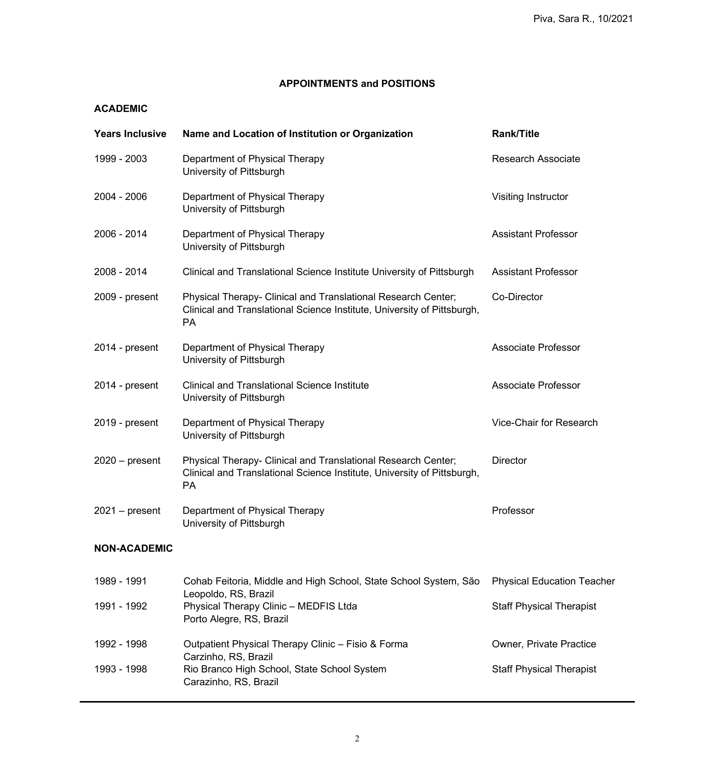## APPOINTMENTS and POSITIONS

### ACADEMIC

| Years Inclusive | Name and Location of Institution or Organization | Rank/Title |
|---|---|---|
| 1999 - 2003 | Department of Physical Therapy University of Pittsburgh | Research Associate |
| 2004 - 2006 | Department of Physical Therapy University of Pittsburgh | Visiting Instructor |
| 2006 - 2014 | Department of Physical Therapy University of Pittsburgh | Assistant Professor |
| 2008 - 2014 | Clinical and Translational Science Institute University of Pittsburgh | Assistant Professor |
| 2009 - present | Physical Therapy- Clinical and Translational Research Center; Clinical and Translational Science Institute, University of Pittsburgh, PA | Co-Director |
| 2014 - present | Department of Physical Therapy University of Pittsburgh | Associate Professor |
| 2014 - present | Clinical and Translational Science Institute University of Pittsburgh | Associate Professor |
| 2019 - present | Department of Physical Therapy University of Pittsburgh | Vice-Chair for Research |
| 2020 – present | Physical Therapy- Clinical and Translational Research Center; Clinical and Translational Science Institute, University of Pittsburgh, PA | Director |
| 2021 – present | Department of Physical Therapy University of Pittsburgh | Professor |

### NON-ACADEMIC

| Years Inclusive | Name and Location of Institution or Organization | Rank/Title |
|---|---|---|
| 1989 - 1991 | Cohab Feitoria, Middle and High School, State School System, São Leopoldo, RS, Brazil | Physical Education Teacher |
| 1991 - 1992 | Physical Therapy Clinic – MEDFIS Ltda Porto Alegre, RS, Brazil | Staff Physical Therapist |
| 1992 - 1998 | Outpatient Physical Therapy Clinic – Fisio & Forma Carzinho, RS, Brazil | Owner, Private Practice |
| 1993 - 1998 | Rio Branco High School, State School System Carazinho, RS, Brazil | Staff Physical Therapist |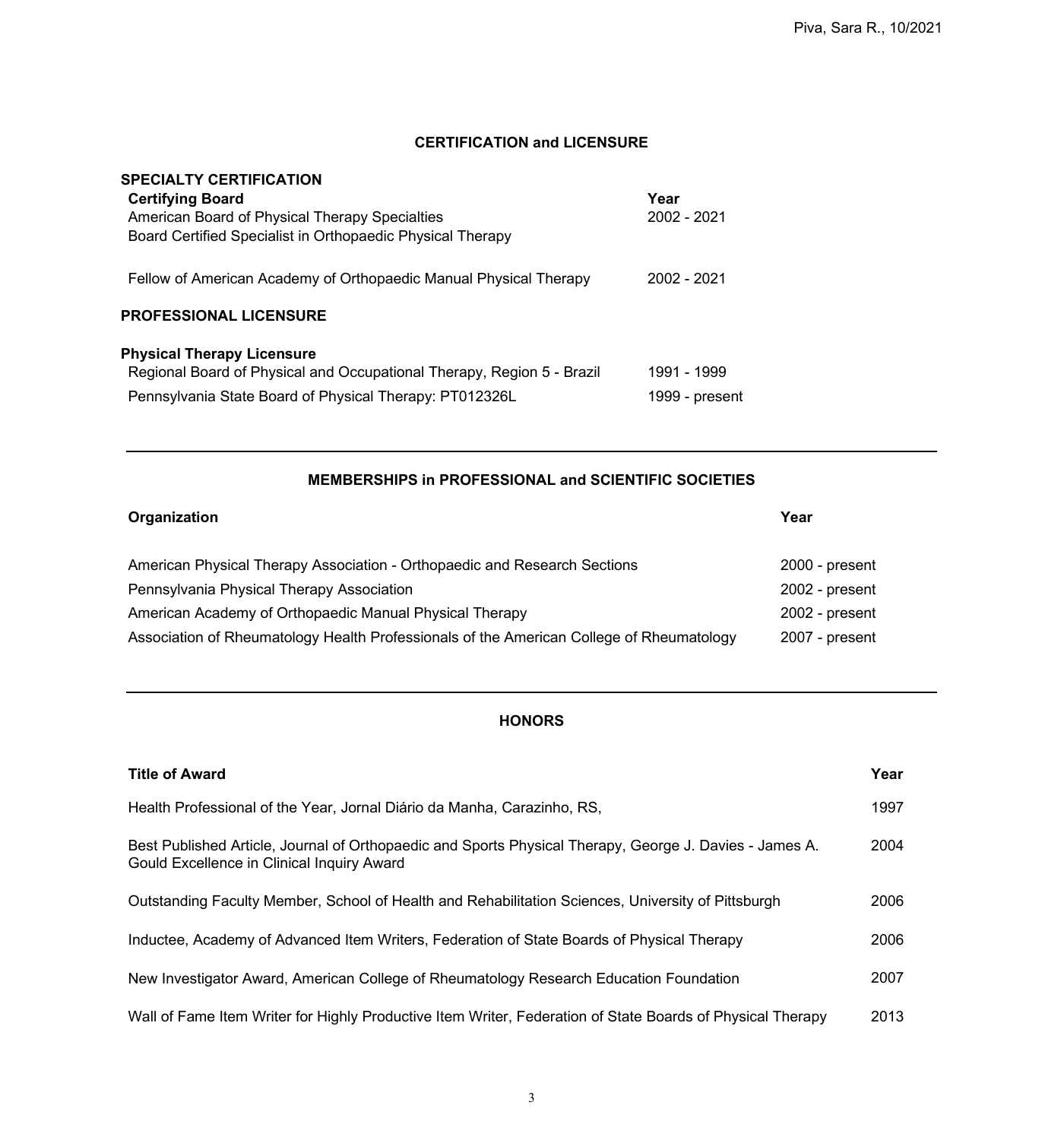## CERTIFICATION and LICENSURE

### SPECIALTY CERTIFICATION

| Certifying Board | Year |
|---|---|
| American Board of Physical Therapy Specialties<br>Board Certified Specialist in Orthopaedic Physical Therapy | 2002 - 2021 |
| Fellow of American Academy of Orthopaedic Manual Physical Therapy | 2002 - 2021 |

### PROFESSIONAL LICENSURE

**Physical Therapy Licensure**

| | |
|---|---|
| Regional Board of Physical and Occupational Therapy, Region 5 - Brazil | 1991 - 1999 |
| Pennsylvania State Board of Physical Therapy: PT012326L | 1999 - present |

---

## MEMBERSHIPS in PROFESSIONAL and SCIENTIFIC SOCIETIES

| Organization | Year |
|---|---|
| American Physical Therapy Association - Orthopaedic and Research Sections | 2000 - present |
| Pennsylvania Physical Therapy Association | 2002 - present |
| American Academy of Orthopaedic Manual Physical Therapy | 2002 - present |
| Association of Rheumatology Health Professionals of the American College of Rheumatology | 2007 - present |

---

## HONORS

| Title of Award | Year |
|---|---|
| Health Professional of the Year, Jornal Diário da Manha, Carazinho, RS, | 1997 |
| Best Published Article, Journal of Orthopaedic and Sports Physical Therapy, George J. Davies - James A. Gould Excellence in Clinical Inquiry Award | 2004 |
| Outstanding Faculty Member, School of Health and Rehabilitation Sciences, University of Pittsburgh | 2006 |
| Inductee, Academy of Advanced Item Writers, Federation of State Boards of Physical Therapy | 2006 |
| New Investigator Award, American College of Rheumatology Research Education Foundation | 2007 |
| Wall of Fame Item Writer for Highly Productive Item Writer, Federation of State Boards of Physical Therapy | 2013 |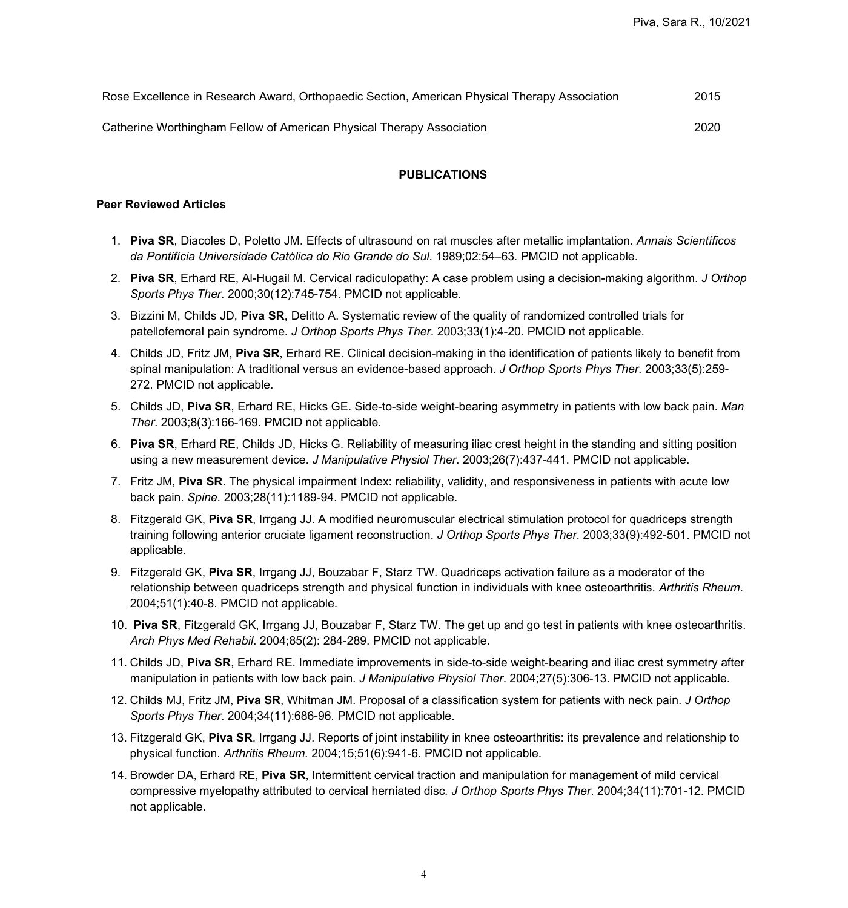| | |
|---|---|
| Rose Excellence in Research Award, Orthopaedic Section, American Physical Therapy Association | 2015 |
| Catherine Worthingham Fellow of American Physical Therapy Association | 2020 |

## PUBLICATIONS

### Peer Reviewed Articles

1. **Piva SR**, Diacoles D, Poletto JM. Effects of ultrasound on rat muscles after metallic implantation*. Annais Científicos da Pontifícia Universidade Católica do Rio Grande do Sul*. 1989;02:54–63. PMCID not applicable.
2. **Piva SR**, Erhard RE, Al-Hugail M. Cervical radiculopathy: A case problem using a decision-making algorithm. *J Orthop Sports Phys Ther*. 2000;30(12):745-754. PMCID not applicable.
3. Bizzini M, Childs JD, **Piva SR**, Delitto A. Systematic review of the quality of randomized controlled trials for patellofemoral pain syndrome. *J Orthop Sports Phys Ther*. 2003;33(1):4-20. PMCID not applicable.
4. Childs JD, Fritz JM, **Piva SR**, Erhard RE. Clinical decision-making in the identification of patients likely to benefit from spinal manipulation: A traditional versus an evidence-based approach. *J Orthop Sports Phys Ther*. 2003;33(5):259-272. PMCID not applicable.
5. Childs JD, **Piva SR**, Erhard RE, Hicks GE. Side-to-side weight-bearing asymmetry in patients with low back pain. *Man Ther*. 2003;8(3):166-169. PMCID not applicable.
6. **Piva SR**, Erhard RE, Childs JD, Hicks G. Reliability of measuring iliac crest height in the standing and sitting position using a new measurement device. *J Manipulative Physiol Ther*. 2003;26(7):437-441. PMCID not applicable.
7. Fritz JM, **Piva SR**. The physical impairment Index: reliability, validity, and responsiveness in patients with acute low back pain. *Spine*. 2003;28(11):1189-94. PMCID not applicable.
8. Fitzgerald GK, **Piva SR**, Irrgang JJ. A modified neuromuscular electrical stimulation protocol for quadriceps strength training following anterior cruciate ligament reconstruction. *J Orthop Sports Phys Ther*. 2003;33(9):492-501. PMCID not applicable.
9. Fitzgerald GK, **Piva SR**, Irrgang JJ, Bouzabar F, Starz TW. Quadriceps activation failure as a moderator of the relationship between quadriceps strength and physical function in individuals with knee osteoarthritis. *Arthritis Rheum*. 2004;51(1):40-8. PMCID not applicable.
10. **Piva SR**, Fitzgerald GK, Irrgang JJ, Bouzabar F, Starz TW. The get up and go test in patients with knee osteoarthritis. *Arch Phys Med Rehabil*. 2004;85(2): 284-289. PMCID not applicable.
11. Childs JD, **Piva SR**, Erhard RE. Immediate improvements in side-to-side weight-bearing and iliac crest symmetry after manipulation in patients with low back pain. *J Manipulative Physiol Ther*. 2004;27(5):306-13. PMCID not applicable.
12. Childs MJ, Fritz JM, **Piva SR**, Whitman JM. Proposal of a classification system for patients with neck pain. *J Orthop Sports Phys Ther*. 2004;34(11):686-96. PMCID not applicable.
13. Fitzgerald GK, **Piva SR**, Irrgang JJ. Reports of joint instability in knee osteoarthritis: its prevalence and relationship to physical function. *Arthritis Rheum.* 2004;15;51(6):941-6. PMCID not applicable.
14. Browder DA, Erhard RE, **Piva SR**, Intermittent cervical traction and manipulation for management of mild cervical compressive myelopathy attributed to cervical herniated disc*. J Orthop Sports Phys Ther*. 2004;34(11):701-12. PMCID not applicable.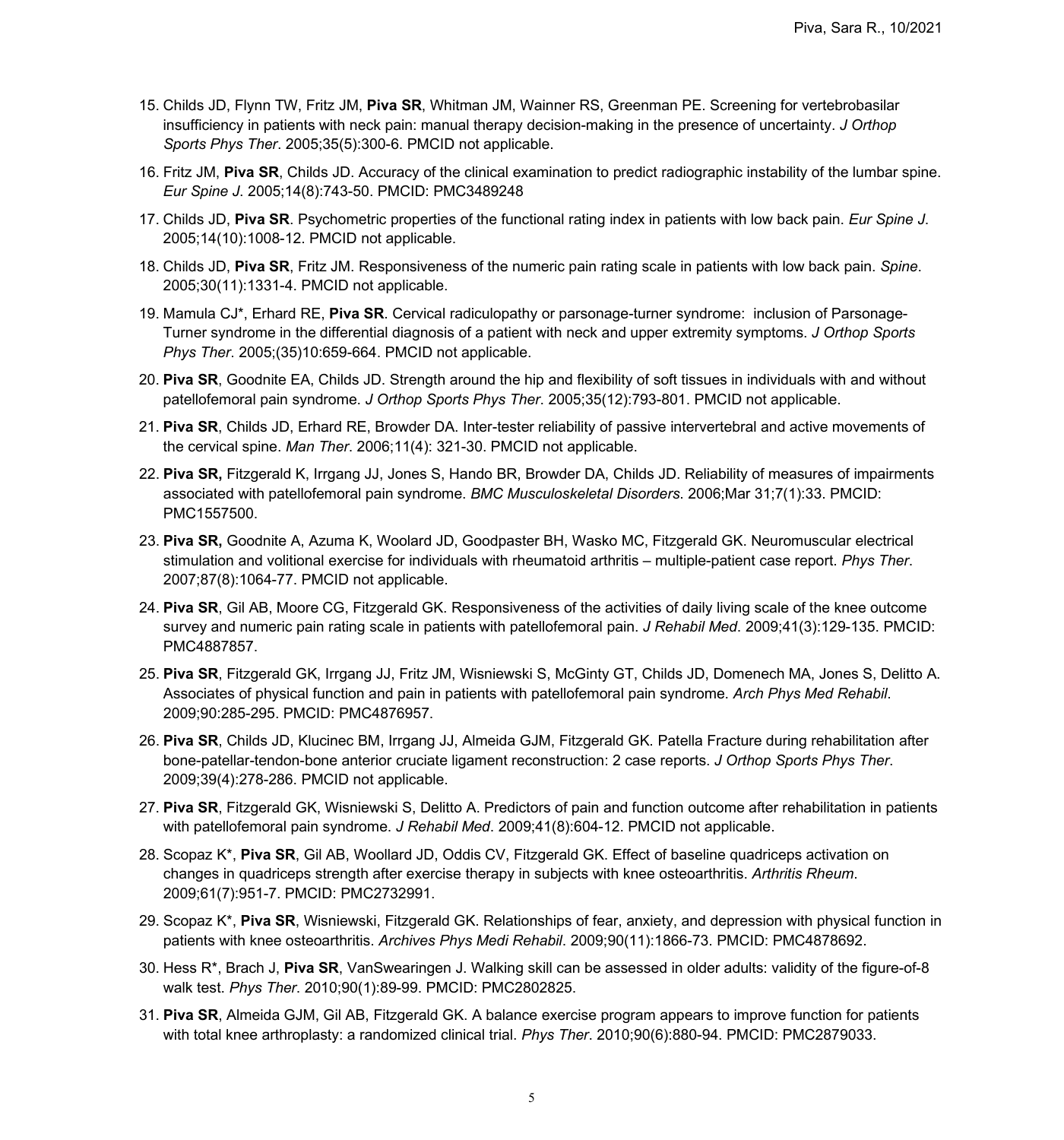15. Childs JD, Flynn TW, Fritz JM, **Piva SR**, Whitman JM, Wainner RS, Greenman PE. Screening for vertebrobasilar insufficiency in patients with neck pain: manual therapy decision-making in the presence of uncertainty. *J Orthop Sports Phys Ther*. 2005;35(5):300-6. PMCID not applicable.

16. Fritz JM, **Piva SR**, Childs JD. Accuracy of the clinical examination to predict radiographic instability of the lumbar spine. *Eur Spine J*. 2005;14(8):743-50. PMCID: PMC3489248

17. Childs JD, **Piva SR**. Psychometric properties of the functional rating index in patients with low back pain. *Eur Spine J*. 2005;14(10):1008-12. PMCID not applicable.

18. Childs JD, **Piva SR**, Fritz JM. Responsiveness of the numeric pain rating scale in patients with low back pain. *Spine*. 2005;30(11):1331-4. PMCID not applicable.

19. Mamula CJ*, Erhard RE, **Piva SR**. Cervical radiculopathy or parsonage-turner syndrome: inclusion of Parsonage-Turner syndrome in the differential diagnosis of a patient with neck and upper extremity symptoms. *J Orthop Sports Phys Ther*. 2005;(35)10:659-664. PMCID not applicable.

20. **Piva SR**, Goodnite EA, Childs JD. Strength around the hip and flexibility of soft tissues in individuals with and without patellofemoral pain syndrome. *J Orthop Sports Phys Ther*. 2005;35(12):793-801. PMCID not applicable.

21. **Piva SR**, Childs JD, Erhard RE, Browder DA. Inter-tester reliability of passive intervertebral and active movements of the cervical spine. *Man Ther*. 2006;11(4): 321-30. PMCID not applicable.

22. **Piva SR,** Fitzgerald K, Irrgang JJ, Jones S, Hando BR, Browder DA, Childs JD. Reliability of measures of impairments associated with patellofemoral pain syndrome. *BMC Musculoskeletal Disorders*. 2006;Mar 31;7(1):33. PMCID: PMC1557500.

23. **Piva SR,** Goodnite A, Azuma K, Woolard JD, Goodpaster BH, Wasko MC, Fitzgerald GK. Neuromuscular electrical stimulation and volitional exercise for individuals with rheumatoid arthritis – multiple-patient case report. *Phys Ther*. 2007;87(8):1064-77. PMCID not applicable.

24. **Piva SR**, Gil AB, Moore CG, Fitzgerald GK. Responsiveness of the activities of daily living scale of the knee outcome survey and numeric pain rating scale in patients with patellofemoral pain. *J Rehabil Med*. 2009;41(3):129-135. PMCID: PMC4887857.

25. **Piva SR**, Fitzgerald GK, Irrgang JJ, Fritz JM, Wisniewski S, McGinty GT, Childs JD, Domenech MA, Jones S, Delitto A. Associates of physical function and pain in patients with patellofemoral pain syndrome. *Arch Phys Med Rehabil*. 2009;90:285-295. PMCID: PMC4876957.

26. **Piva SR**, Childs JD, Klucinec BM, Irrgang JJ, Almeida GJM, Fitzgerald GK. Patella Fracture during rehabilitation after bone-patellar-tendon-bone anterior cruciate ligament reconstruction: 2 case reports. *J Orthop Sports Phys Ther*. 2009;39(4):278-286. PMCID not applicable.

27. **Piva SR**, Fitzgerald GK, Wisniewski S, Delitto A. Predictors of pain and function outcome after rehabilitation in patients with patellofemoral pain syndrome. *J Rehabil Med*. 2009;41(8):604-12. PMCID not applicable.

28. Scopaz K*, **Piva SR**, Gil AB, Woollard JD, Oddis CV, Fitzgerald GK. Effect of baseline quadriceps activation on changes in quadriceps strength after exercise therapy in subjects with knee osteoarthritis. *Arthritis Rheum*. 2009;61(7):951-7. PMCID: PMC2732991.

29. Scopaz K*, **Piva SR**, Wisniewski, Fitzgerald GK. Relationships of fear, anxiety, and depression with physical function in patients with knee osteoarthritis. *Archives Phys Medi Rehabil*. 2009;90(11):1866-73. PMCID: PMC4878692.

30. Hess R*, Brach J, **Piva SR**, VanSwearingen J. Walking skill can be assessed in older adults: validity of the figure-of-8 walk test. *Phys Ther*. 2010;90(1):89-99. PMCID: PMC2802825.

31. **Piva SR**, Almeida GJM, Gil AB, Fitzgerald GK. A balance exercise program appears to improve function for patients with total knee arthroplasty: a randomized clinical trial. *Phys Ther*. 2010;90(6):880-94. PMCID: PMC2879033.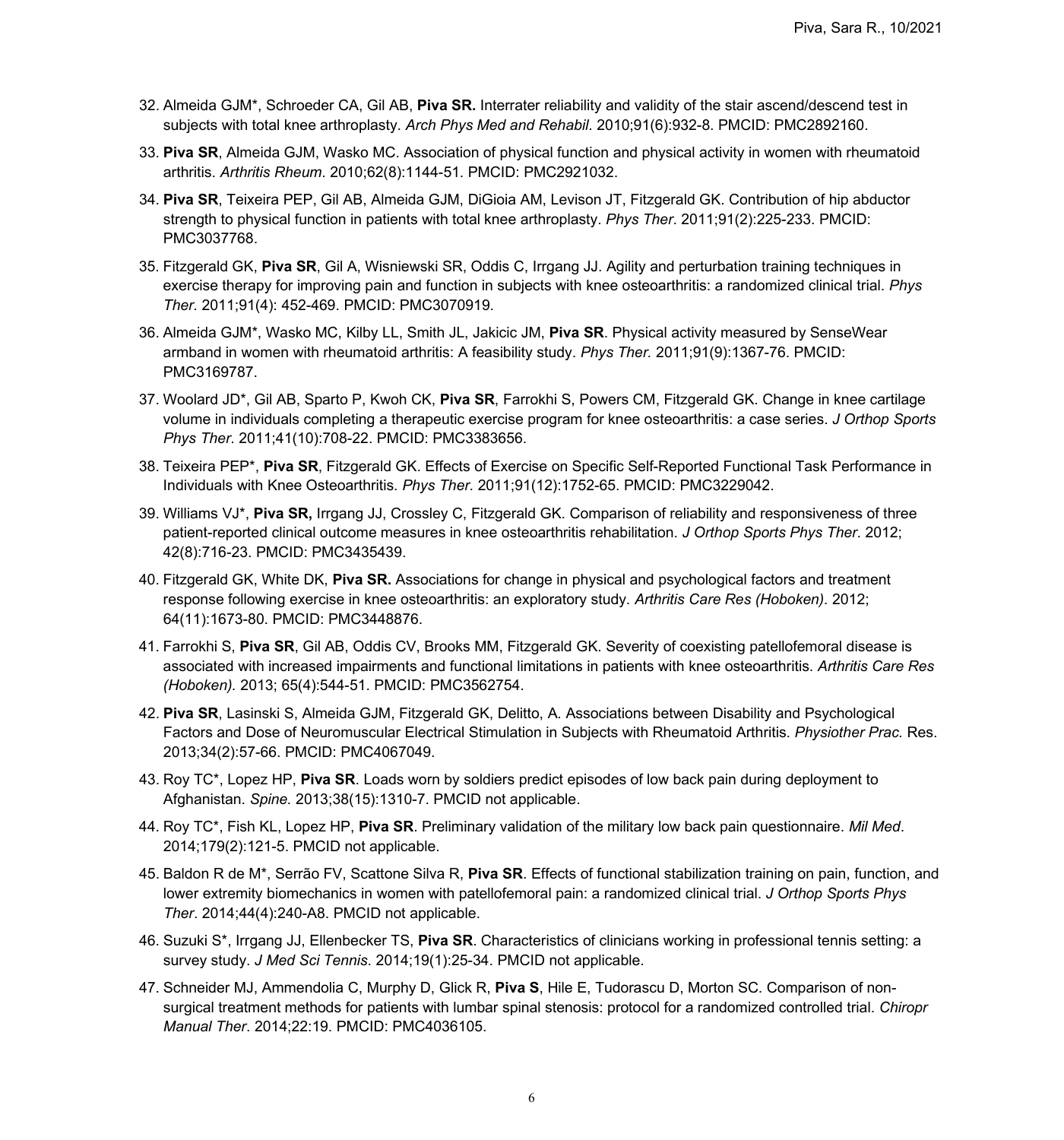32. Almeida GJM*, Schroeder CA, Gil AB, **Piva SR.** Interrater reliability and validity of the stair ascend/descend test in subjects with total knee arthroplasty. *Arch Phys Med and Rehabil*. 2010;91(6):932-8. PMCID: PMC2892160.
33. **Piva SR**, Almeida GJM, Wasko MC. Association of physical function and physical activity in women with rheumatoid arthritis. *Arthritis Rheum*. 2010;62(8):1144-51. PMCID: PMC2921032.
34. **Piva SR**, Teixeira PEP, Gil AB, Almeida GJM, DiGioia AM, Levison JT, Fitzgerald GK. Contribution of hip abductor strength to physical function in patients with total knee arthroplasty. *Phys Ther*. 2011;91(2):225-233. PMCID: PMC3037768.
35. Fitzgerald GK, **Piva SR**, Gil A, Wisniewski SR, Oddis C, Irrgang JJ. Agility and perturbation training techniques in exercise therapy for improving pain and function in subjects with knee osteoarthritis: a randomized clinical trial. *Phys Ther*. 2011;91(4): 452-469. PMCID: PMC3070919.
36. Almeida GJM*, Wasko MC, Kilby LL, Smith JL, Jakicic JM, **Piva SR**. Physical activity measured by SenseWear armband in women with rheumatoid arthritis: A feasibility study. *Phys Ther.* 2011;91(9):1367-76. PMCID: PMC3169787.
37. Woolard JD*, Gil AB, Sparto P, Kwoh CK, **Piva SR**, Farrokhi S, Powers CM, Fitzgerald GK. Change in knee cartilage volume in individuals completing a therapeutic exercise program for knee osteoarthritis: a case series. *J Orthop Sports Phys Ther*. 2011;41(10):708-22. PMCID: PMC3383656.
38. Teixeira PEP*, **Piva SR**, Fitzgerald GK. Effects of Exercise on Specific Self-Reported Functional Task Performance in Individuals with Knee Osteoarthritis. *Phys Ther*. 2011;91(12):1752-65. PMCID: PMC3229042.
39. Williams VJ*, **Piva SR,** Irrgang JJ, Crossley C, Fitzgerald GK. Comparison of reliability and responsiveness of three patient-reported clinical outcome measures in knee osteoarthritis rehabilitation. *J Orthop Sports Phys Ther*. 2012; 42(8):716-23. PMCID: PMC3435439.
40. Fitzgerald GK, White DK, **Piva SR.** Associations for change in physical and psychological factors and treatment response following exercise in knee osteoarthritis: an exploratory study. *Arthritis Care Res (Hoboken)*. 2012; 64(11):1673-80. PMCID: PMC3448876.
41. Farrokhi S, **Piva SR**, Gil AB, Oddis CV, Brooks MM, Fitzgerald GK. Severity of coexisting patellofemoral disease is associated with increased impairments and functional limitations in patients with knee osteoarthritis. *Arthritis Care Res (Hoboken).* 2013; 65(4):544-51. PMCID: PMC3562754.
42. **Piva SR**, Lasinski S, Almeida GJM, Fitzgerald GK, Delitto, A. Associations between Disability and Psychological Factors and Dose of Neuromuscular Electrical Stimulation in Subjects with Rheumatoid Arthritis. *Physiother Prac.* Res. 2013;34(2):57-66. PMCID: PMC4067049.
43. Roy TC*, Lopez HP, **Piva SR**. Loads worn by soldiers predict episodes of low back pain during deployment to Afghanistan. *Spine.* 2013;38(15):1310-7. PMCID not applicable.
44. Roy TC*, Fish KL, Lopez HP, **Piva SR**. Preliminary validation of the military low back pain questionnaire. *Mil Med*. 2014;179(2):121-5. PMCID not applicable.
45. Baldon R de M*, Serrão FV, Scattone Silva R, **Piva SR**. Effects of functional stabilization training on pain, function, and lower extremity biomechanics in women with patellofemoral pain: a randomized clinical trial. *J Orthop Sports Phys Ther*. 2014;44(4):240-A8. PMCID not applicable.
46. Suzuki S*, Irrgang JJ, Ellenbecker TS, **Piva SR**. Characteristics of clinicians working in professional tennis setting: a survey study. *J Med Sci Tennis*. 2014;19(1):25-34. PMCID not applicable.
47. Schneider MJ, Ammendolia C, Murphy D, Glick R, **Piva S**, Hile E, Tudorascu D, Morton SC. Comparison of non-surgical treatment methods for patients with lumbar spinal stenosis: protocol for a randomized controlled trial. *Chiropr Manual Ther*. 2014;22:19. PMCID: PMC4036105.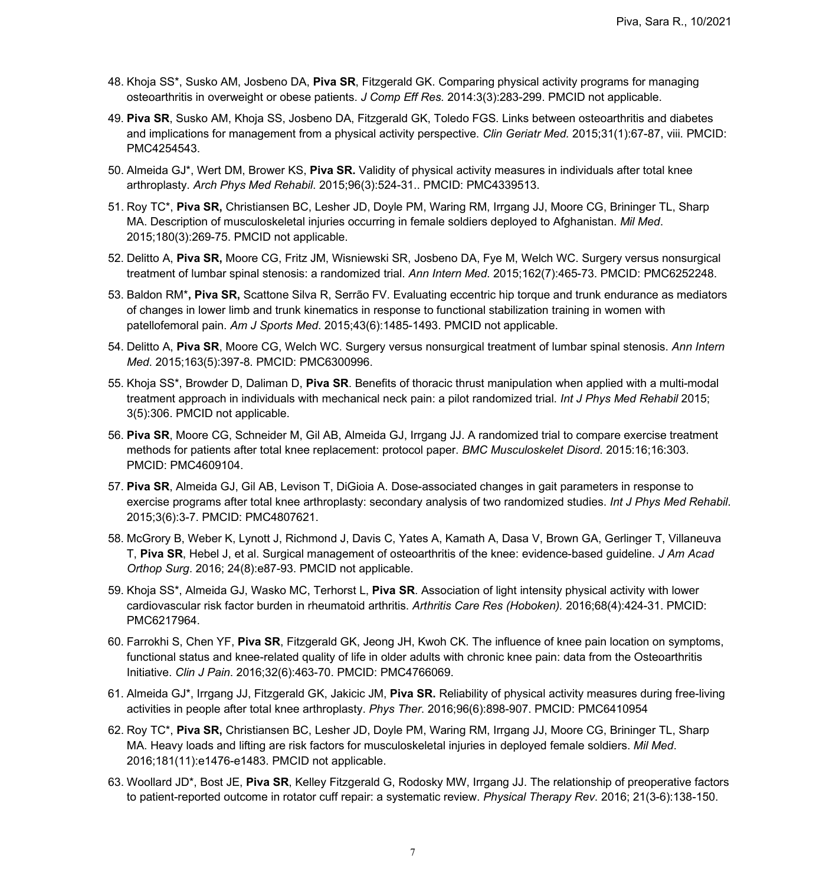48. Khoja SS*, Susko AM, Josbeno DA, **Piva SR**, Fitzgerald GK. Comparing physical activity programs for managing osteoarthritis in overweight or obese patients. *J Comp Eff Res.* 2014:3(3):283-299. PMCID not applicable.
49. **Piva SR**, Susko AM, Khoja SS, Josbeno DA, Fitzgerald GK, Toledo FGS. Links between osteoarthritis and diabetes and implications for management from a physical activity perspective. *Clin Geriatr Med.* 2015;31(1):67-87, viii. PMCID: PMC4254543.
50. Almeida GJ*, Wert DM, Brower KS, **Piva SR.** Validity of physical activity measures in individuals after total knee arthroplasty. *Arch Phys Med Rehabil*. 2015;96(3):524-31.. PMCID: PMC4339513.
51. Roy TC*, **Piva SR,** Christiansen BC, Lesher JD, Doyle PM, Waring RM, Irrgang JJ, Moore CG, Brininger TL, Sharp MA. Description of musculoskeletal injuries occurring in female soldiers deployed to Afghanistan. *Mil Med*. 2015;180(3):269-75. PMCID not applicable.
52. Delitto A, **Piva SR,** Moore CG, Fritz JM, Wisniewski SR, Josbeno DA, Fye M, Welch WC. Surgery versus nonsurgical treatment of lumbar spinal stenosis: a randomized trial. *Ann Intern Med*. 2015;162(7):465-73. PMCID: PMC6252248.
53. Baldon RM***, Piva SR,** Scattone Silva R, Serrão FV. Evaluating eccentric hip torque and trunk endurance as mediators of changes in lower limb and trunk kinematics in response to functional stabilization training in women with patellofemoral pain. *Am J Sports Med*. 2015;43(6):1485-1493. PMCID not applicable.
54. Delitto A, **Piva SR**, Moore CG, Welch WC. Surgery versus nonsurgical treatment of lumbar spinal stenosis. *Ann Intern Med*. 2015;163(5):397-8. PMCID: PMC6300996.
55. Khoja SS*, Browder D, Daliman D, **Piva SR**. Benefits of thoracic thrust manipulation when applied with a multi-modal treatment approach in individuals with mechanical neck pain: a pilot randomized trial. *Int J Phys Med Rehabil* 2015; 3(5):306. PMCID not applicable.
56. **Piva SR**, Moore CG, Schneider M, Gil AB, Almeida GJ, Irrgang JJ. A randomized trial to compare exercise treatment methods for patients after total knee replacement: protocol paper. *BMC Musculoskelet Disord*. 2015:16;16:303. PMCID: PMC4609104.
57. **Piva SR**, Almeida GJ, Gil AB, Levison T, DiGioia A. Dose-associated changes in gait parameters in response to exercise programs after total knee arthroplasty: secondary analysis of two randomized studies. *Int J Phys Med Rehabil*. 2015;3(6):3-7. PMCID: PMC4807621.
58. McGrory B, Weber K, Lynott J, Richmond J, Davis C, Yates A, Kamath A, Dasa V, Brown GA, Gerlinger T, Villaneuva T, **Piva SR**, Hebel J, et al. Surgical management of osteoarthritis of the knee: evidence-based guideline. *J Am Acad Orthop Surg*. 2016; 24(8):e87-93. PMCID not applicable.
59. Khoja SS*, Almeida GJ, Wasko MC, Terhorst L, **Piva SR**. Association of light intensity physical activity with lower cardiovascular risk factor burden in rheumatoid arthritis. *Arthritis Care Res (Hoboken).* 2016;68(4):424-31. PMCID: PMC6217964.
60. Farrokhi S, Chen YF, **Piva SR**, Fitzgerald GK, Jeong JH, Kwoh CK. The influence of knee pain location on symptoms, functional status and knee-related quality of life in older adults with chronic knee pain: data from the Osteoarthritis Initiative. *Clin J Pain*. 2016;32(6):463-70. PMCID: PMC4766069.
61. Almeida GJ*, Irrgang JJ, Fitzgerald GK, Jakicic JM, **Piva SR.** Reliability of physical activity measures during free-living activities in people after total knee arthroplasty. *Phys Ther*. 2016;96(6):898-907. PMCID: PMC6410954
62. Roy TC*, **Piva SR,** Christiansen BC, Lesher JD, Doyle PM, Waring RM, Irrgang JJ, Moore CG, Brininger TL, Sharp MA. Heavy loads and lifting are risk factors for musculoskeletal injuries in deployed female soldiers. *Mil Med*. 2016;181(11):e1476-e1483. PMCID not applicable.
63. Woollard JD*, Bost JE, **Piva SR**, Kelley Fitzgerald G, Rodosky MW, Irrgang JJ. The relationship of preoperative factors to patient-reported outcome in rotator cuff repair: a systematic review. *Physical Therapy Rev*. 2016; 21(3-6):138-150.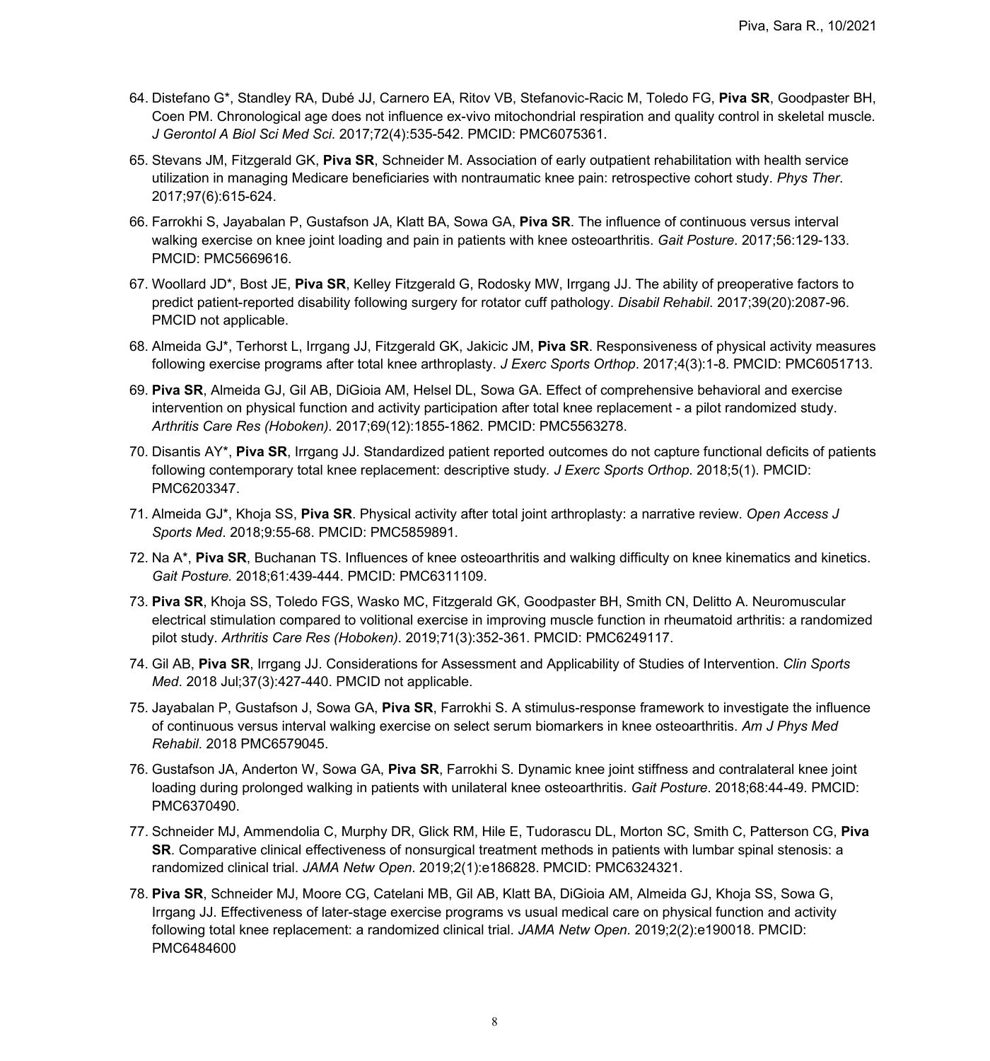64. Distefano G*, Standley RA, Dubé JJ, Carnero EA, Ritov VB, Stefanovic-Racic M, Toledo FG, **Piva SR**, Goodpaster BH, Coen PM. Chronological age does not influence ex-vivo mitochondrial respiration and quality control in skeletal muscle. *J Gerontol A Biol Sci Med Sci*. 2017;72(4):535-542. PMCID: PMC6075361.

65. Stevans JM, Fitzgerald GK, **Piva SR**, Schneider M. Association of early outpatient rehabilitation with health service utilization in managing Medicare beneficiaries with nontraumatic knee pain: retrospective cohort study. *Phys Ther*. 2017;97(6):615-624.

66. Farrokhi S, Jayabalan P, Gustafson JA, Klatt BA, Sowa GA, **Piva SR**. The influence of continuous versus interval walking exercise on knee joint loading and pain in patients with knee osteoarthritis. *Gait Posture*. 2017;56:129-133. PMCID: PMC5669616.

67. Woollard JD*, Bost JE, **Piva SR**, Kelley Fitzgerald G, Rodosky MW, Irrgang JJ. The ability of preoperative factors to predict patient-reported disability following surgery for rotator cuff pathology. *Disabil Rehabil*. 2017;39(20):2087-96. PMCID not applicable.

68. Almeida GJ*, Terhorst L, Irrgang JJ, Fitzgerald GK, Jakicic JM, **Piva SR**. Responsiveness of physical activity measures following exercise programs after total knee arthroplasty. *J Exerc Sports Orthop*. 2017;4(3):1-8. PMCID: PMC6051713.

69. **Piva SR**, Almeida GJ, Gil AB, DiGioia AM, Helsel DL, Sowa GA. Effect of comprehensive behavioral and exercise intervention on physical function and activity participation after total knee replacement - a pilot randomized study. *Arthritis Care Res (Hoboken).* 2017;69(12):1855-1862. PMCID: PMC5563278.

70. Disantis AY*, **Piva SR**, Irrgang JJ. Standardized patient reported outcomes do not capture functional deficits of patients following contemporary total knee replacement: descriptive study*. J Exerc Sports Orthop*. 2018;5(1). PMCID: PMC6203347.

71. Almeida GJ*, Khoja SS, **Piva SR**. Physical activity after total joint arthroplasty: a narrative review. *Open Access J Sports Med*. 2018;9:55-68. PMCID: PMC5859891*.*

72. Na A*, **Piva SR**, Buchanan TS. Influences of knee osteoarthritis and walking difficulty on knee kinematics and kinetics. *Gait Posture.* 2018;61:439-444. PMCID: PMC6311109.

73. **Piva SR**, Khoja SS, Toledo FGS, Wasko MC, Fitzgerald GK, Goodpaster BH, Smith CN, Delitto A. Neuromuscular electrical stimulation compared to volitional exercise in improving muscle function in rheumatoid arthritis: a randomized pilot study. *Arthritis Care Res (Hoboken)*. 2019;71(3):352-361. PMCID: PMC6249117.

74. Gil AB, **Piva SR**, Irrgang JJ. Considerations for Assessment and Applicability of Studies of Intervention. *Clin Sports Med*. 2018 Jul;37(3):427-440. PMCID not applicable.

75. Jayabalan P, Gustafson J, Sowa GA, **Piva SR**, Farrokhi S. A stimulus-response framework to investigate the influence of continuous versus interval walking exercise on select serum biomarkers in knee osteoarthritis. *Am J Phys Med Rehabil*. 2018 PMC6579045.

76. Gustafson JA, Anderton W, Sowa GA, **Piva SR**, Farrokhi S. Dynamic knee joint stiffness and contralateral knee joint loading during prolonged walking in patients with unilateral knee osteoarthritis. *Gait Posture*. 2018;68:44-49. PMCID: PMC6370490.

77. Schneider MJ, Ammendolia C, Murphy DR, Glick RM, Hile E, Tudorascu DL, Morton SC, Smith C, Patterson CG, **Piva SR**. Comparative clinical effectiveness of nonsurgical treatment methods in patients with lumbar spinal stenosis: a randomized clinical trial. *JAMA Netw Open*. 2019;2(1):e186828. PMCID: PMC6324321.

78. **Piva SR**, Schneider MJ, Moore CG, Catelani MB, Gil AB, Klatt BA, DiGioia AM, Almeida GJ, Khoja SS, Sowa G, Irrgang JJ. Effectiveness of later-stage exercise programs vs usual medical care on physical function and activity following total knee replacement: a randomized clinical trial. *JAMA Netw Open*. 2019;2(2):e190018. PMCID: PMC6484600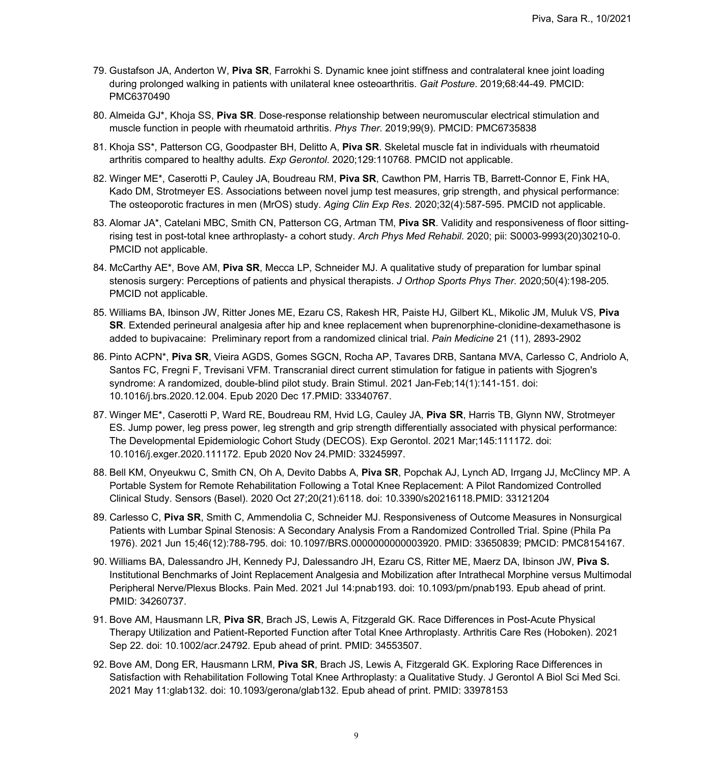79. Gustafson JA, Anderton W, **Piva SR**, Farrokhi S. Dynamic knee joint stiffness and contralateral knee joint loading during prolonged walking in patients with unilateral knee osteoarthritis. *Gait Posture*. 2019;68:44-49. PMCID: PMC6370490

80. Almeida GJ*, Khoja SS, **Piva SR**. Dose-response relationship between neuromuscular electrical stimulation and muscle function in people with rheumatoid arthritis. *Phys Ther*. 2019;99(9). PMCID: PMC6735838

81. Khoja SS*, Patterson CG, Goodpaster BH, Delitto A, **Piva SR**. Skeletal muscle fat in individuals with rheumatoid arthritis compared to healthy adults. *Exp Gerontol*. 2020;129:110768. PMCID not applicable.

82. Winger ME*, Caserotti P, Cauley JA, Boudreau RM, **Piva SR**, Cawthon PM, Harris TB, Barrett-Connor E, Fink HA, Kado DM, Strotmeyer ES. Associations between novel jump test measures, grip strength, and physical performance: The osteoporotic fractures in men (MrOS) study. *Aging Clin Exp Res*. 2020;32(4):587-595. PMCID not applicable.

83. Alomar JA*, Catelani MBC, Smith CN, Patterson CG, Artman TM, **Piva SR**. Validity and responsiveness of floor sitting-rising test in post-total knee arthroplasty- a cohort study. *Arch Phys Med Rehabil*. 2020; pii: S0003-9993(20)30210-0. PMCID not applicable.

84. McCarthy AE*, Bove AM, **Piva SR**, Mecca LP, Schneider MJ. A qualitative study of preparation for lumbar spinal stenosis surgery: Perceptions of patients and physical therapists. *J Orthop Sports Phys Ther*. 2020;50(4):198-205. PMCID not applicable.

85. Williams BA, Ibinson JW, Ritter Jones ME, Ezaru CS, Rakesh HR, Paiste HJ, Gilbert KL, Mikolic JM, Muluk VS, **Piva SR**. Extended perineural analgesia after hip and knee replacement when buprenorphine-clonidine-dexamethasone is added to bupivacaine: Preliminary report from a randomized clinical trial. *Pain Medicine* 21 (11), 2893-2902

86. Pinto ACPN*, **Piva SR**, Vieira AGDS, Gomes SGCN, Rocha AP, Tavares DRB, Santana MVA, Carlesso C, Andriolo A, Santos FC, Fregni F, Trevisani VFM. Transcranial direct current stimulation for fatigue in patients with Sjogren's syndrome: A randomized, double-blind pilot study. Brain Stimul. 2021 Jan-Feb;14(1):141-151. doi: 10.1016/j.brs.2020.12.004. Epub 2020 Dec 17.PMID: 33340767.

87. Winger ME*, Caserotti P, Ward RE, Boudreau RM, Hvid LG, Cauley JA, **Piva SR**, Harris TB, Glynn NW, Strotmeyer ES. Jump power, leg press power, leg strength and grip strength differentially associated with physical performance: The Developmental Epidemiologic Cohort Study (DECOS). Exp Gerontol. 2021 Mar;145:111172. doi: 10.1016/j.exger.2020.111172. Epub 2020 Nov 24.PMID: 33245997.

88. Bell KM, Onyeukwu C, Smith CN, Oh A, Devito Dabbs A, **Piva SR**, Popchak AJ, Lynch AD, Irrgang JJ, McClincy MP. A Portable System for Remote Rehabilitation Following a Total Knee Replacement: A Pilot Randomized Controlled Clinical Study. Sensors (Basel). 2020 Oct 27;20(21):6118. doi: 10.3390/s20216118.PMID: 33121204

89. Carlesso C, **Piva SR**, Smith C, Ammendolia C, Schneider MJ. Responsiveness of Outcome Measures in Nonsurgical Patients with Lumbar Spinal Stenosis: A Secondary Analysis From a Randomized Controlled Trial. Spine (Phila Pa 1976). 2021 Jun 15;46(12):788-795. doi: 10.1097/BRS.0000000000003920. PMID: 33650839; PMCID: PMC8154167.

90. Williams BA, Dalessandro JH, Kennedy PJ, Dalessandro JH, Ezaru CS, Ritter ME, Maerz DA, Ibinson JW, **Piva S.** Institutional Benchmarks of Joint Replacement Analgesia and Mobilization after Intrathecal Morphine versus Multimodal Peripheral Nerve/Plexus Blocks. Pain Med. 2021 Jul 14:pnab193. doi: 10.1093/pm/pnab193. Epub ahead of print. PMID: 34260737.

91. Bove AM, Hausmann LR, **Piva SR**, Brach JS, Lewis A, Fitzgerald GK. Race Differences in Post-Acute Physical Therapy Utilization and Patient-Reported Function after Total Knee Arthroplasty. Arthritis Care Res (Hoboken). 2021 Sep 22. doi: 10.1002/acr.24792. Epub ahead of print. PMID: 34553507.

92. Bove AM, Dong ER, Hausmann LRM, **Piva SR**, Brach JS, Lewis A, Fitzgerald GK. Exploring Race Differences in Satisfaction with Rehabilitation Following Total Knee Arthroplasty: a Qualitative Study. J Gerontol A Biol Sci Med Sci. 2021 May 11:glab132. doi: 10.1093/gerona/glab132. Epub ahead of print. PMID: 33978153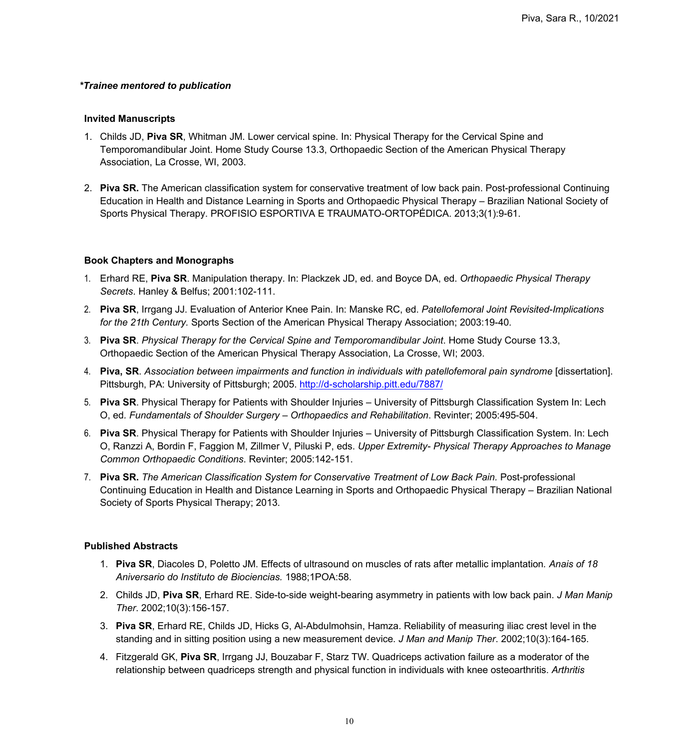***Trainee mentored to publication**

### Invited Manuscripts

1. Childs JD, **Piva SR**, Whitman JM. Lower cervical spine. In: Physical Therapy for the Cervical Spine and Temporomandibular Joint. Home Study Course 13.3, Orthopaedic Section of the American Physical Therapy Association, La Crosse, WI, 2003.

2. **Piva SR.** The American classification system for conservative treatment of low back pain. Post-professional Continuing Education in Health and Distance Learning in Sports and Orthopaedic Physical Therapy – Brazilian National Society of Sports Physical Therapy. PROFISIO ESPORTIVA E TRAUMATO-ORTOPÉDICA. 2013;3(1):9-61.

### Book Chapters and Monographs

1. Erhard RE, **Piva SR**. Manipulation therapy. In: Plackzek JD, ed. and Boyce DA, ed. *Orthopaedic Physical Therapy Secrets*. Hanley & Belfus; 2001:102-111.
2. **Piva SR**, Irrgang JJ. Evaluation of Anterior Knee Pain. In: Manske RC, ed. *Patellofemoral Joint Revisited-Implications for the 21th Century.* Sports Section of the American Physical Therapy Association; 2003:19-40.
3. **Piva SR**. *Physical Therapy for the Cervical Spine and Temporomandibular Joint*. Home Study Course 13.3, Orthopaedic Section of the American Physical Therapy Association, La Crosse, WI; 2003.
4. **Piva, SR**. *Association between impairments and function in individuals with patellofemoral pain syndrome* [dissertation]. Pittsburgh, PA: University of Pittsburgh; 2005. http://d-scholarship.pitt.edu/7887/
5. **Piva SR**. Physical Therapy for Patients with Shoulder Injuries – University of Pittsburgh Classification System In: Lech O, ed. *Fundamentals of Shoulder Surgery – Orthopaedics and Rehabilitation*. Revinter; 2005:495-504.
6. **Piva SR**. Physical Therapy for Patients with Shoulder Injuries – University of Pittsburgh Classification System. In: Lech O, Ranzzi A, Bordin F, Faggion M, Zillmer V, Piluski P, eds. *Upper Extremity- Physical Therapy Approaches to Manage Common Orthopaedic Conditions*. Revinter; 2005:142-151.
7. **Piva SR.** *The American Classification System for Conservative Treatment of Low Back Pain.* Post-professional Continuing Education in Health and Distance Learning in Sports and Orthopaedic Physical Therapy – Brazilian National Society of Sports Physical Therapy; 2013.

### Published Abstracts

1. **Piva SR**, Diacoles D, Poletto JM. Effects of ultrasound on muscles of rats after metallic implantation. *Anais of 18 Aniversario do Instituto de Biociencias.* 1988;1POA:58.
2. Childs JD, **Piva SR**, Erhard RE. Side-to-side weight-bearing asymmetry in patients with low back pain. *J Man Manip Ther*. 2002;10(3):156-157.
3. **Piva SR**, Erhard RE, Childs JD, Hicks G, Al-Abdulmohsin, Hamza. Reliability of measuring iliac crest level in the standing and in sitting position using a new measurement device. *J Man and Manip Ther*. 2002;10(3):164-165.
4. Fitzgerald GK, **Piva SR**, Irrgang JJ, Bouzabar F, Starz TW. Quadriceps activation failure as a moderator of the relationship between quadriceps strength and physical function in individuals with knee osteoarthritis. *Arthritis*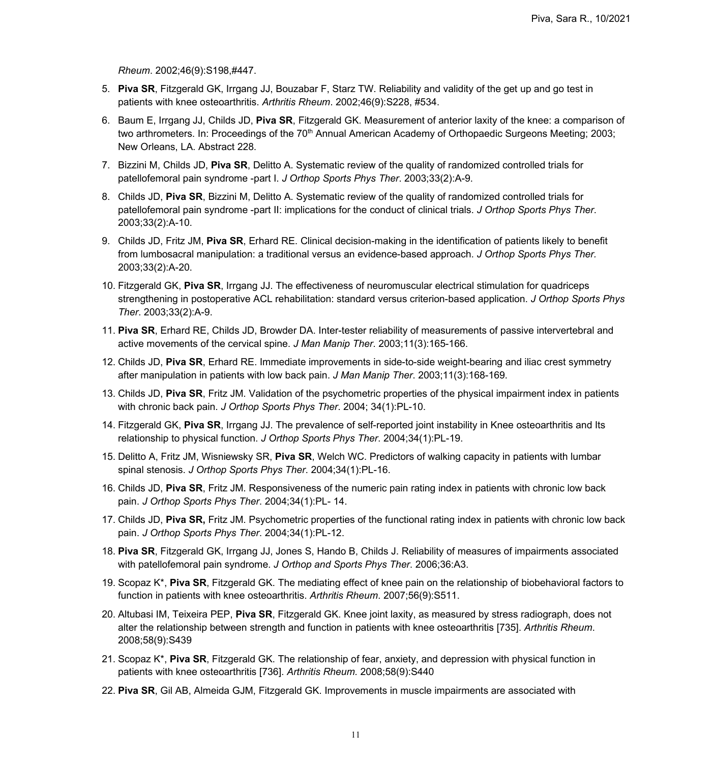*Rheum*. 2002;46(9):S198,#447.

5. **Piva SR**, Fitzgerald GK, Irrgang JJ, Bouzabar F, Starz TW. Reliability and validity of the get up and go test in patients with knee osteoarthritis. *Arthritis Rheum*. 2002;46(9):S228, #534.
6. Baum E, Irrgang JJ, Childs JD, **Piva SR**, Fitzgerald GK. Measurement of anterior laxity of the knee: a comparison of two arthrometers. In: Proceedings of the 70th Annual American Academy of Orthopaedic Surgeons Meeting; 2003; New Orleans, LA. Abstract 228.
7. Bizzini M, Childs JD, **Piva SR**, Delitto A. Systematic review of the quality of randomized controlled trials for patellofemoral pain syndrome -part I. *J Orthop Sports Phys Ther*. 2003;33(2):A-9.
8. Childs JD, **Piva SR**, Bizzini M, Delitto A. Systematic review of the quality of randomized controlled trials for patellofemoral pain syndrome -part II: implications for the conduct of clinical trials. *J Orthop Sports Phys Ther*. 2003;33(2):A-10.
9. Childs JD, Fritz JM, **Piva SR**, Erhard RE. Clinical decision-making in the identification of patients likely to benefit from lumbosacral manipulation: a traditional versus an evidence-based approach. *J Orthop Sports Phys Ther.* 2003;33(2):A-20.
10. Fitzgerald GK, **Piva SR**, Irrgang JJ. The effectiveness of neuromuscular electrical stimulation for quadriceps strengthening in postoperative ACL rehabilitation: standard versus criterion-based application. *J Orthop Sports Phys Ther*. 2003;33(2):A-9.
11. **Piva SR**, Erhard RE, Childs JD, Browder DA. Inter-tester reliability of measurements of passive intervertebral and active movements of the cervical spine. *J Man Manip Ther*. 2003;11(3):165-166.
12. Childs JD, **Piva SR**, Erhard RE. Immediate improvements in side-to-side weight-bearing and iliac crest symmetry after manipulation in patients with low back pain. *J Man Manip Ther*. 2003;11(3):168-169.
13. Childs JD, **Piva SR**, Fritz JM. Validation of the psychometric properties of the physical impairment index in patients with chronic back pain. *J Orthop Sports Phys Ther*. 2004; 34(1):PL-10.
14. Fitzgerald GK, **Piva SR**, Irrgang JJ. The prevalence of self-reported joint instability in Knee osteoarthritis and Its relationship to physical function. *J Orthop Sports Phys Ther*. 2004;34(1):PL-19.
15. Delitto A, Fritz JM, Wisniewsky SR, **Piva SR**, Welch WC. Predictors of walking capacity in patients with lumbar spinal stenosis. *J Orthop Sports Phys Ther*. 2004;34(1):PL-16.
16. Childs JD, **Piva SR**, Fritz JM. Responsiveness of the numeric pain rating index in patients with chronic low back pain. *J Orthop Sports Phys Ther*. 2004;34(1):PL- 14.
17. Childs JD, **Piva SR,** Fritz JM. Psychometric properties of the functional rating index in patients with chronic low back pain. *J Orthop Sports Phys Ther*. 2004;34(1):PL-12.
18. **Piva SR**, Fitzgerald GK, Irrgang JJ, Jones S, Hando B, Childs J. Reliability of measures of impairments associated with patellofemoral pain syndrome. *J Orthop and Sports Phys Ther*. 2006;36:A3.
19. Scopaz K*, **Piva SR**, Fitzgerald GK. The mediating effect of knee pain on the relationship of biobehavioral factors to function in patients with knee osteoarthritis. *Arthritis Rheum*. 2007;56(9):S511.
20. Altubasi IM, Teixeira PEP, **Piva SR**, Fitzgerald GK. Knee joint laxity, as measured by stress radiograph, does not alter the relationship between strength and function in patients with knee osteoarthritis [735]. *Arthritis Rheum*. 2008;58(9):S439
21. Scopaz K*, **Piva SR**, Fitzgerald GK. The relationship of fear, anxiety, and depression with physical function in patients with knee osteoarthritis [736]. *Arthritis Rheum.* 2008;58(9):S440
22. **Piva SR**, Gil AB, Almeida GJM, Fitzgerald GK. Improvements in muscle impairments are associated with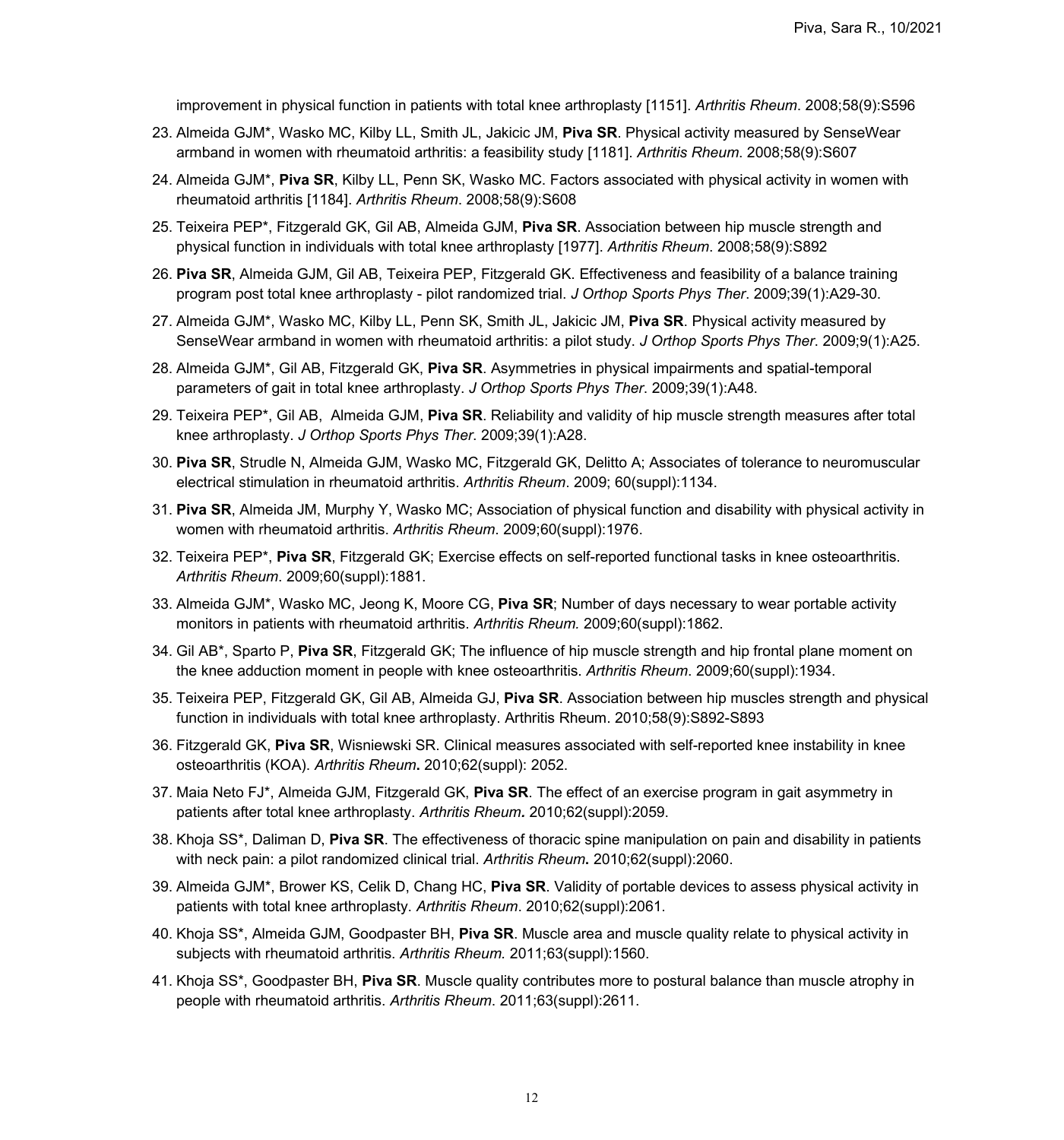improvement in physical function in patients with total knee arthroplasty [1151]. *Arthritis Rheum*. 2008;58(9):S596

23. Almeida GJM*, Wasko MC, Kilby LL, Smith JL, Jakicic JM, **Piva SR**. Physical activity measured by SenseWear armband in women with rheumatoid arthritis: a feasibility study [1181]. *Arthritis Rheum*. 2008;58(9):S607
24. Almeida GJM*, **Piva SR**, Kilby LL, Penn SK, Wasko MC. Factors associated with physical activity in women with rheumatoid arthritis [1184]. *Arthritis Rheum*. 2008;58(9):S608
25. Teixeira PEP*, Fitzgerald GK, Gil AB, Almeida GJM, **Piva SR**. Association between hip muscle strength and physical function in individuals with total knee arthroplasty [1977]. *Arthritis Rheum*. 2008;58(9):S892
26. **Piva SR**, Almeida GJM, Gil AB, Teixeira PEP, Fitzgerald GK. Effectiveness and feasibility of a balance training program post total knee arthroplasty - pilot randomized trial. *J Orthop Sports Phys Ther*. 2009;39(1):A29-30.
27. Almeida GJM*, Wasko MC, Kilby LL, Penn SK, Smith JL, Jakicic JM, **Piva SR**. Physical activity measured by SenseWear armband in women with rheumatoid arthritis: a pilot study. *J Orthop Sports Phys Ther*. 2009;9(1):A25.
28. Almeida GJM*, Gil AB, Fitzgerald GK, **Piva SR**. Asymmetries in physical impairments and spatial-temporal parameters of gait in total knee arthroplasty. *J Orthop Sports Phys Ther*. 2009;39(1):A48.
29. Teixeira PEP*, Gil AB, Almeida GJM, **Piva SR**. Reliability and validity of hip muscle strength measures after total knee arthroplasty. *J Orthop Sports Phys Ther*. 2009;39(1):A28.
30. **Piva SR**, Strudle N, Almeida GJM, Wasko MC, Fitzgerald GK, Delitto A; Associates of tolerance to neuromuscular electrical stimulation in rheumatoid arthritis. *Arthritis Rheum*. 2009; 60(suppl):1134.
31. **Piva SR**, Almeida JM, Murphy Y, Wasko MC; Association of physical function and disability with physical activity in women with rheumatoid arthritis. *Arthritis Rheum*. 2009;60(suppl):1976.
32. Teixeira PEP*, **Piva SR**, Fitzgerald GK; Exercise effects on self-reported functional tasks in knee osteoarthritis. *Arthritis Rheum*. 2009;60(suppl):1881.
33. Almeida GJM*, Wasko MC, Jeong K, Moore CG, **Piva SR**; Number of days necessary to wear portable activity monitors in patients with rheumatoid arthritis. *Arthritis Rheum.* 2009;60(suppl):1862.
34. Gil AB*, Sparto P, **Piva SR**, Fitzgerald GK; The influence of hip muscle strength and hip frontal plane moment on the knee adduction moment in people with knee osteoarthritis. *Arthritis Rheum*. 2009;60(suppl):1934.
35. Teixeira PEP, Fitzgerald GK, Gil AB, Almeida GJ, **Piva SR**. Association between hip muscles strength and physical function in individuals with total knee arthroplasty. Arthritis Rheum. 2010;58(9):S892-S893
36. Fitzgerald GK, **Piva SR**, Wisniewski SR. Clinical measures associated with self-reported knee instability in knee osteoarthritis (KOA). *Arthritis Rheum***.** 2010;62(suppl): 2052.
37. Maia Neto FJ*, Almeida GJM, Fitzgerald GK, **Piva SR**. The effect of an exercise program in gait asymmetry in patients after total knee arthroplasty. *Arthritis Rheum***.** 2010;62(suppl):2059.
38. Khoja SS*, Daliman D, **Piva SR**. The effectiveness of thoracic spine manipulation on pain and disability in patients with neck pain: a pilot randomized clinical trial. *Arthritis Rheum***.** 2010;62(suppl):2060.
39. Almeida GJM*, Brower KS, Celik D, Chang HC, **Piva SR**. Validity of portable devices to assess physical activity in patients with total knee arthroplasty. *Arthritis Rheum*. 2010;62(suppl):2061.
40. Khoja SS*, Almeida GJM, Goodpaster BH, **Piva SR**. Muscle area and muscle quality relate to physical activity in subjects with rheumatoid arthritis. *Arthritis Rheum.* 2011;63(suppl):1560.
41. Khoja SS*, Goodpaster BH, **Piva SR**. Muscle quality contributes more to postural balance than muscle atrophy in people with rheumatoid arthritis. *Arthritis Rheum*. 2011;63(suppl):2611.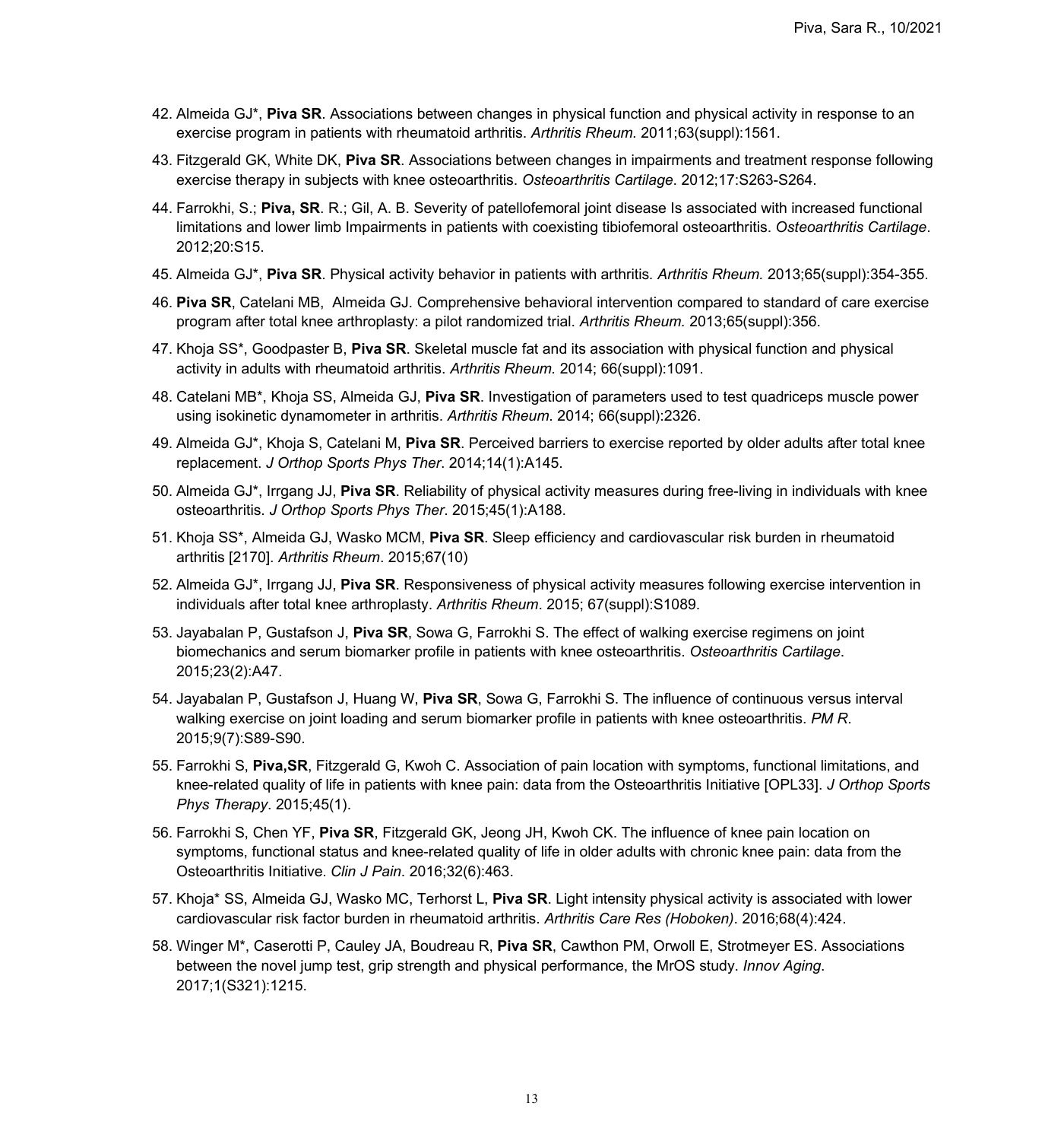42. Almeida GJ*, **Piva SR**. Associations between changes in physical function and physical activity in response to an exercise program in patients with rheumatoid arthritis. *Arthritis Rheum*. 2011;63(suppl):1561.

43. Fitzgerald GK, White DK, **Piva SR**. Associations between changes in impairments and treatment response following exercise therapy in subjects with knee osteoarthritis. *Osteoarthritis Cartilage*. 2012;17:S263-S264.

44. Farrokhi, S.; **Piva, SR**. R.; Gil, A. B. Severity of patellofemoral joint disease Is associated with increased functional limitations and lower limb Impairments in patients with coexisting tibiofemoral osteoarthritis. *Osteoarthritis Cartilage*. 2012;20:S15.

45. Almeida GJ*, **Piva SR**. Physical activity behavior in patients with arthritis. *Arthritis Rheum.* 2013;65(suppl):354-355.

46. **Piva SR**, Catelani MB, Almeida GJ. Comprehensive behavioral intervention compared to standard of care exercise program after total knee arthroplasty: a pilot randomized trial. *Arthritis Rheum.* 2013;65(suppl):356.

47. Khoja SS*, Goodpaster B, **Piva SR**. Skeletal muscle fat and its association with physical function and physical activity in adults with rheumatoid arthritis. *Arthritis Rheum.* 2014; 66(suppl):1091.

48. Catelani MB*, Khoja SS, Almeida GJ, **Piva SR**. Investigation of parameters used to test quadriceps muscle power using isokinetic dynamometer in arthritis. *Arthritis Rheum*. 2014; 66(suppl):2326.

49. Almeida GJ*, Khoja S, Catelani M, **Piva SR**. Perceived barriers to exercise reported by older adults after total knee replacement. *J Orthop Sports Phys Ther*. 2014;14(1):A145.

50. Almeida GJ*, Irrgang JJ, **Piva SR**. Reliability of physical activity measures during free-living in individuals with knee osteoarthritis. *J Orthop Sports Phys Ther*. 2015;45(1):A188.

51. Khoja SS*, Almeida GJ, Wasko MCM, **Piva SR**. Sleep efficiency and cardiovascular risk burden in rheumatoid arthritis [2170]. *Arthritis Rheum*. 2015;67(10)

52. Almeida GJ*, Irrgang JJ, **Piva SR**. Responsiveness of physical activity measures following exercise intervention in individuals after total knee arthroplasty. *Arthritis Rheum*. 2015; 67(suppl):S1089.

53. Jayabalan P, Gustafson J, **Piva SR**, Sowa G, Farrokhi S. The effect of walking exercise regimens on joint biomechanics and serum biomarker profile in patients with knee osteoarthritis. *Osteoarthritis Cartilage*. 2015;23(2):A47.

54. Jayabalan P, Gustafson J, Huang W, **Piva SR**, Sowa G, Farrokhi S. The influence of continuous versus interval walking exercise on joint loading and serum biomarker profile in patients with knee osteoarthritis. *PM R*. 2015;9(7):S89-S90.

55. Farrokhi S, **Piva,SR**, Fitzgerald G, Kwoh C. Association of pain location with symptoms, functional limitations, and knee-related quality of life in patients with knee pain: data from the Osteoarthritis Initiative [OPL33]. *J Orthop Sports Phys Therapy*. 2015;45(1).

56. Farrokhi S, Chen YF, **Piva SR**, Fitzgerald GK, Jeong JH, Kwoh CK. The influence of knee pain location on symptoms, functional status and knee-related quality of life in older adults with chronic knee pain: data from the Osteoarthritis Initiative. *Clin J Pain*. 2016;32(6):463.

57. Khoja* SS, Almeida GJ, Wasko MC, Terhorst L, **Piva SR**. Light intensity physical activity is associated with lower cardiovascular risk factor burden in rheumatoid arthritis. *Arthritis Care Res (Hoboken)*. 2016;68(4):424.

58. Winger M*, Caserotti P, Cauley JA, Boudreau R, **Piva SR**, Cawthon PM, Orwoll E, Strotmeyer ES. Associations between the novel jump test, grip strength and physical performance, the MrOS study. *Innov Aging*. 2017;1(S321):1215.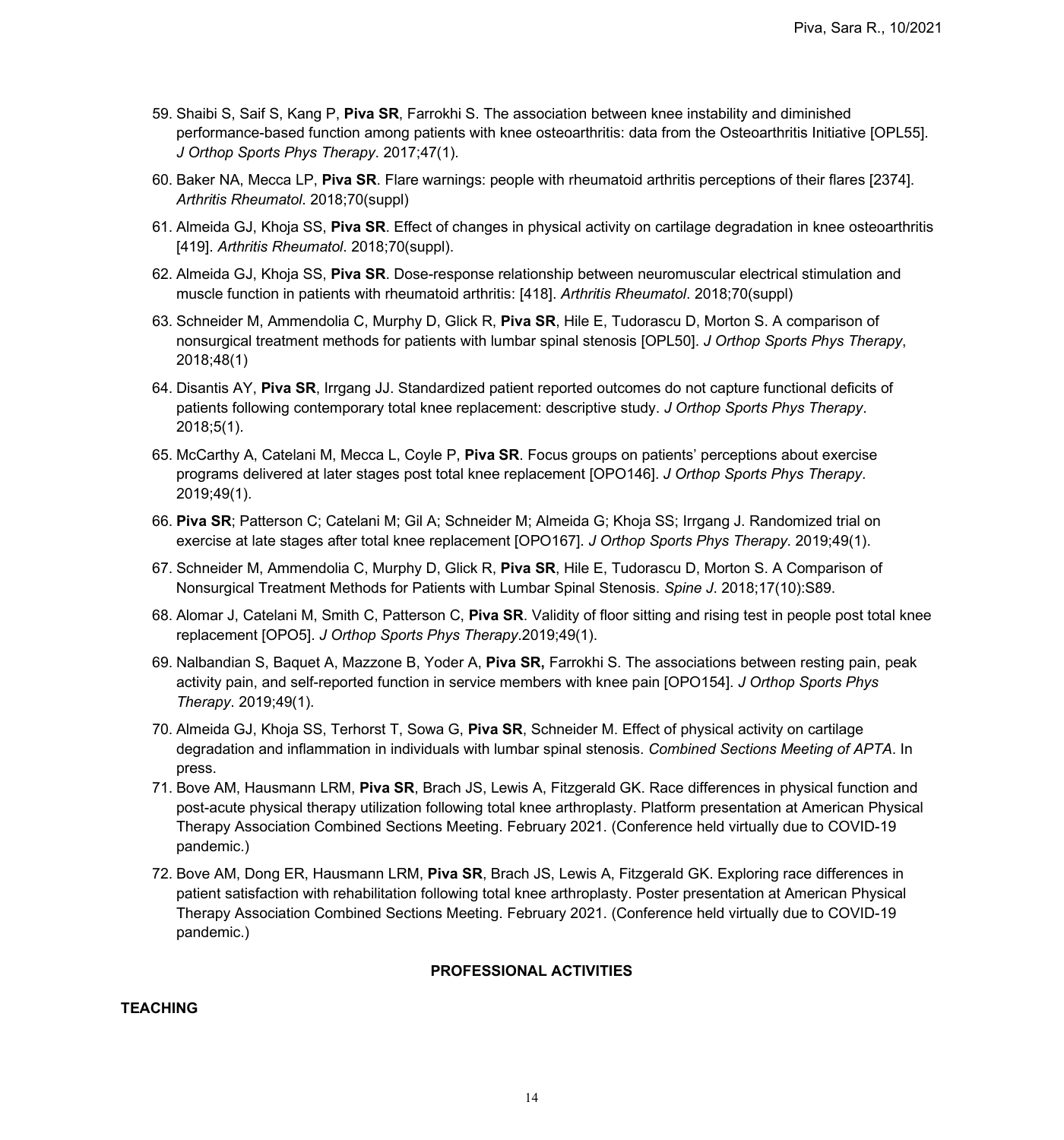59. Shaibi S, Saif S, Kang P, **Piva SR**, Farrokhi S. The association between knee instability and diminished performance-based function among patients with knee osteoarthritis: data from the Osteoarthritis Initiative [OPL55]. *J Orthop Sports Phys Therapy*. 2017;47(1).

60. Baker NA, Mecca LP, **Piva SR**. Flare warnings: people with rheumatoid arthritis perceptions of their flares [2374]. *Arthritis Rheumatol*. 2018;70(suppl)

61. Almeida GJ, Khoja SS, **Piva SR**. Effect of changes in physical activity on cartilage degradation in knee osteoarthritis [419]. *Arthritis Rheumatol*. 2018;70(suppl).

62. Almeida GJ, Khoja SS, **Piva SR**. Dose-response relationship between neuromuscular electrical stimulation and muscle function in patients with rheumatoid arthritis: [418]. *Arthritis Rheumatol*. 2018;70(suppl)

63. Schneider M, Ammendolia C, Murphy D, Glick R, **Piva SR**, Hile E, Tudorascu D, Morton S. A comparison of nonsurgical treatment methods for patients with lumbar spinal stenosis [OPL50]. *J Orthop Sports Phys Therapy*, 2018;48(1)

64. Disantis AY, **Piva SR**, Irrgang JJ. Standardized patient reported outcomes do not capture functional deficits of patients following contemporary total knee replacement: descriptive study. *J Orthop Sports Phys Therapy*. 2018;5(1).

65. McCarthy A, Catelani M, Mecca L, Coyle P, **Piva SR**. Focus groups on patients' perceptions about exercise programs delivered at later stages post total knee replacement [OPO146]. *J Orthop Sports Phys Therapy*. 2019;49(1).

66. **Piva SR**; Patterson C; Catelani M; Gil A; Schneider M; Almeida G; Khoja SS; Irrgang J. Randomized trial on exercise at late stages after total knee replacement [OPO167]. *J Orthop Sports Phys Therapy*. 2019;49(1).

67. Schneider M, Ammendolia C, Murphy D, Glick R, **Piva SR**, Hile E, Tudorascu D, Morton S. A Comparison of Nonsurgical Treatment Methods for Patients with Lumbar Spinal Stenosis. *Spine J*. 2018;17(10):S89.

68. Alomar J, Catelani M, Smith C, Patterson C, **Piva SR**. Validity of floor sitting and rising test in people post total knee replacement [OPO5]. *J Orthop Sports Phys Therapy*.2019;49(1).

69. Nalbandian S, Baquet A, Mazzone B, Yoder A, **Piva SR,** Farrokhi S. The associations between resting pain, peak activity pain, and self-reported function in service members with knee pain [OPO154]. *J Orthop Sports Phys Therapy*. 2019;49(1).

70. Almeida GJ, Khoja SS, Terhorst T, Sowa G, **Piva SR**, Schneider M. Effect of physical activity on cartilage degradation and inflammation in individuals with lumbar spinal stenosis. *Combined Sections Meeting of APTA*. In press.

71. Bove AM, Hausmann LRM, **Piva SR**, Brach JS, Lewis A, Fitzgerald GK. Race differences in physical function and post-acute physical therapy utilization following total knee arthroplasty. Platform presentation at American Physical Therapy Association Combined Sections Meeting. February 2021. (Conference held virtually due to COVID-19 pandemic.)

72. Bove AM, Dong ER, Hausmann LRM, **Piva SR**, Brach JS, Lewis A, Fitzgerald GK. Exploring race differences in patient satisfaction with rehabilitation following total knee arthroplasty. Poster presentation at American Physical Therapy Association Combined Sections Meeting. February 2021. (Conference held virtually due to COVID-19 pandemic.)

## PROFESSIONAL ACTIVITIES

### TEACHING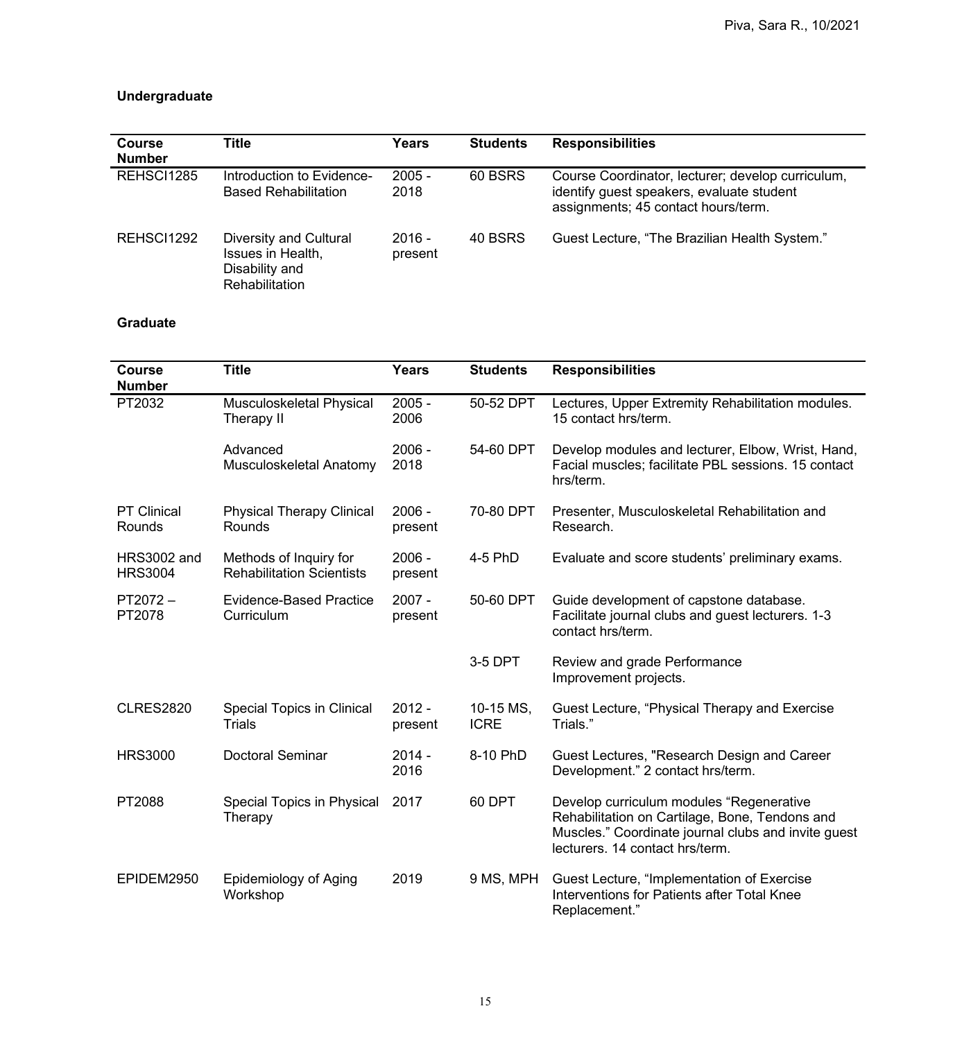**Undergraduate**

| Course Number | Title | Years | Students | Responsibilities |
|---|---|---|---|---|
| REHSCI1285 | Introduction to Evidence-Based Rehabilitation | 2005 - 2018 | 60 BSRS | Course Coordinator, lecturer; develop curriculum, identify guest speakers, evaluate student assignments; 45 contact hours/term. |
| REHSCI1292 | Diversity and Cultural Issues in Health, Disability and Rehabilitation | 2016 - present | 40 BSRS | Guest Lecture, "The Brazilian Health System." |

**Graduate**

| Course Number | Title | Years | Students | Responsibilities |
|---|---|---|---|---|
| PT2032 | Musculoskeletal Physical Therapy II | 2005 - 2006 | 50-52 DPT | Lectures, Upper Extremity Rehabilitation modules. 15 contact hrs/term. |
| | Advanced Musculoskeletal Anatomy | 2006 - 2018 | 54-60 DPT | Develop modules and lecturer, Elbow, Wrist, Hand, Facial muscles; facilitate PBL sessions. 15 contact hrs/term. |
| PT Clinical Rounds | Physical Therapy Clinical Rounds | 2006 - present | 70-80 DPT | Presenter, Musculoskeletal Rehabilitation and Research. |
| HRS3002 and HRS3004 | Methods of Inquiry for Rehabilitation Scientists | 2006 - present | 4-5 PhD | Evaluate and score students' preliminary exams. |
| PT2072 – PT2078 | Evidence-Based Practice Curriculum | 2007 - present | 50-60 DPT | Guide development of capstone database. Facilitate journal clubs and guest lecturers. 1-3 contact hrs/term. |
| | | | 3-5 DPT | Review and grade Performance Improvement projects. |
| CLRES2820 | Special Topics in Clinical Trials | 2012 - present | 10-15 MS, ICRE | Guest Lecture, "Physical Therapy and Exercise Trials." |
| HRS3000 | Doctoral Seminar | 2014 - 2016 | 8-10 PhD | Guest Lectures, "Research Design and Career Development." 2 contact hrs/term. |
| PT2088 | Special Topics in Physical Therapy | 2017 | 60 DPT | Develop curriculum modules "Regenerative Rehabilitation on Cartilage, Bone, Tendons and Muscles." Coordinate journal clubs and invite guest lecturers. 14 contact hrs/term. |
| EPIDEM2950 | Epidemiology of Aging Workshop | 2019 | 9 MS, MPH | Guest Lecture, "Implementation of Exercise Interventions for Patients after Total Knee Replacement." |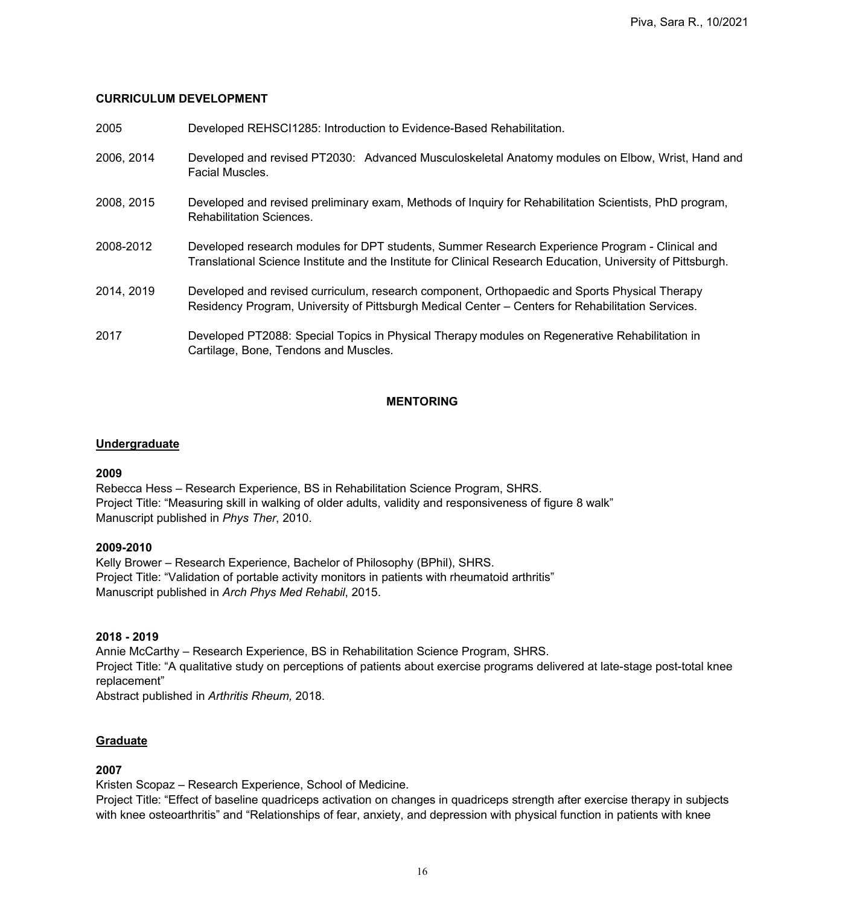**CURRICULUM DEVELOPMENT**

| | |
|---|---|
| 2005 | Developed REHSCI1285: Introduction to Evidence-Based Rehabilitation. |
| 2006, 2014 | Developed and revised PT2030: Advanced Musculoskeletal Anatomy modules on Elbow, Wrist, Hand and Facial Muscles. |
| 2008, 2015 | Developed and revised preliminary exam, Methods of Inquiry for Rehabilitation Scientists, PhD program, Rehabilitation Sciences. |
| 2008-2012 | Developed research modules for DPT students, Summer Research Experience Program - Clinical and Translational Science Institute and the Institute for Clinical Research Education, University of Pittsburgh. |
| 2014, 2019 | Developed and revised curriculum, research component, Orthopaedic and Sports Physical Therapy Residency Program, University of Pittsburgh Medical Center – Centers for Rehabilitation Services. |
| 2017 | Developed PT2088: Special Topics in Physical Therapy modules on Regenerative Rehabilitation in Cartilage, Bone, Tendons and Muscles. |

## MENTORING

### Undergraduate

**2009**
Rebecca Hess – Research Experience, BS in Rehabilitation Science Program, SHRS.
Project Title: "Measuring skill in walking of older adults, validity and responsiveness of figure 8 walk"
Manuscript published in *Phys Ther*, 2010.

**2009-2010**
Kelly Brower – Research Experience, Bachelor of Philosophy (BPhil), SHRS.
Project Title: "Validation of portable activity monitors in patients with rheumatoid arthritis"
Manuscript published in *Arch Phys Med Rehabil*, 2015.

**2018 - 2019**
Annie McCarthy – Research Experience, BS in Rehabilitation Science Program, SHRS.
Project Title: "A qualitative study on perceptions of patients about exercise programs delivered at late-stage post-total knee replacement"
Abstract published in *Arthritis Rheum,* 2018.

### Graduate

**2007**
Kristen Scopaz – Research Experience, School of Medicine.
Project Title: "Effect of baseline quadriceps activation on changes in quadriceps strength after exercise therapy in subjects with knee osteoarthritis" and "Relationships of fear, anxiety, and depression with physical function in patients with knee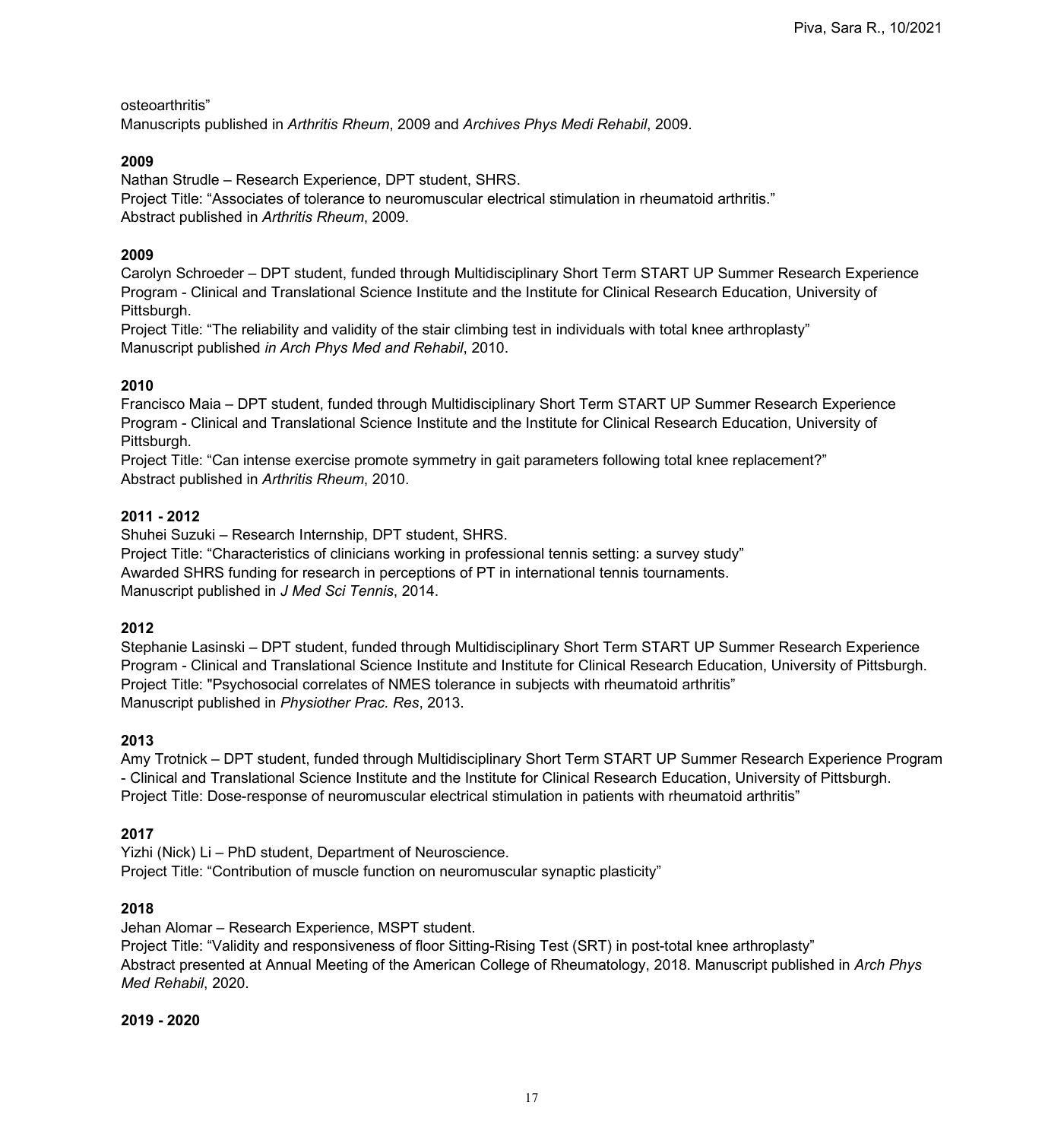osteoarthritis"
Manuscripts published in *Arthritis Rheum*, 2009 and *Archives Phys Medi Rehabil*, 2009.

**2009**
Nathan Strudle – Research Experience, DPT student, SHRS.
Project Title: "Associates of tolerance to neuromuscular electrical stimulation in rheumatoid arthritis."
Abstract published in *Arthritis Rheum*, 2009.

**2009**
Carolyn Schroeder – DPT student, funded through Multidisciplinary Short Term START UP Summer Research Experience Program - Clinical and Translational Science Institute and the Institute for Clinical Research Education, University of Pittsburgh.
Project Title: "The reliability and validity of the stair climbing test in individuals with total knee arthroplasty"
Manuscript published *in Arch Phys Med and Rehabil*, 2010.

**2010**
Francisco Maia – DPT student, funded through Multidisciplinary Short Term START UP Summer Research Experience Program - Clinical and Translational Science Institute and the Institute for Clinical Research Education, University of Pittsburgh.
Project Title: "Can intense exercise promote symmetry in gait parameters following total knee replacement?"
Abstract published in *Arthritis Rheum*, 2010.

**2011 - 2012**
Shuhei Suzuki – Research Internship, DPT student, SHRS.
Project Title: "Characteristics of clinicians working in professional tennis setting: a survey study"
Awarded SHRS funding for research in perceptions of PT in international tennis tournaments.
Manuscript published in *J Med Sci Tennis*, 2014.

**2012**
Stephanie Lasinski – DPT student, funded through Multidisciplinary Short Term START UP Summer Research Experience Program - Clinical and Translational Science Institute and Institute for Clinical Research Education, University of Pittsburgh.
Project Title: "Psychosocial correlates of NMES tolerance in subjects with rheumatoid arthritis"
Manuscript published in *Physiother Prac. Res*, 2013.

**2013**
Amy Trotnick – DPT student, funded through Multidisciplinary Short Term START UP Summer Research Experience Program - Clinical and Translational Science Institute and the Institute for Clinical Research Education, University of Pittsburgh.
Project Title: Dose-response of neuromuscular electrical stimulation in patients with rheumatoid arthritis"

**2017**
Yizhi (Nick) Li – PhD student, Department of Neuroscience.
Project Title: "Contribution of muscle function on neuromuscular synaptic plasticity"

**2018**
Jehan Alomar – Research Experience, MSPT student.
Project Title: "Validity and responsiveness of floor Sitting-Rising Test (SRT) in post-total knee arthroplasty"
Abstract presented at Annual Meeting of the American College of Rheumatology, 2018. Manuscript published in *Arch Phys Med Rehabil*, 2020.

**2019 - 2020**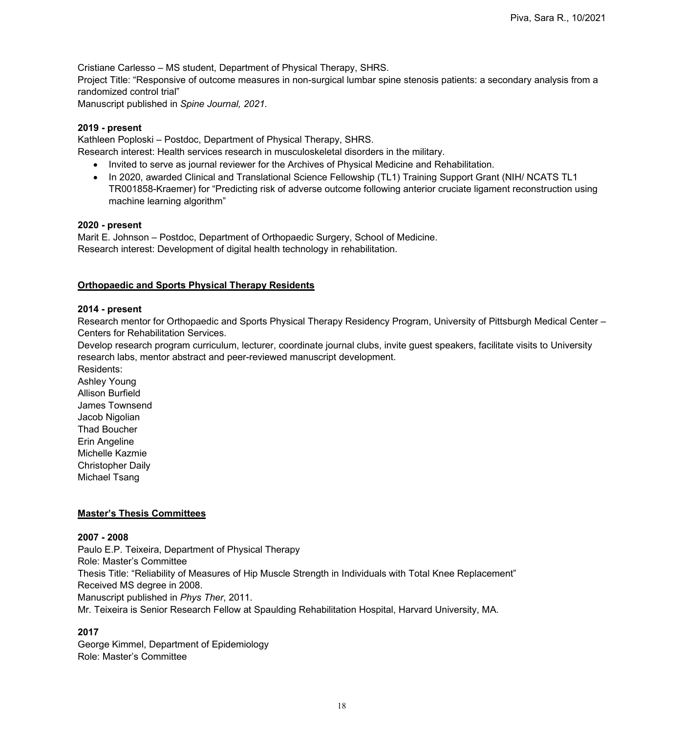Cristiane Carlesso – MS student, Department of Physical Therapy, SHRS.
Project Title: "Responsive of outcome measures in non-surgical lumbar spine stenosis patients: a secondary analysis from a randomized control trial"
Manuscript published in *Spine Journal, 2021.*

**2019 - present**
Kathleen Poploski – Postdoc, Department of Physical Therapy, SHRS.
Research interest: Health services research in musculoskeletal disorders in the military.

- Invited to serve as journal reviewer for the Archives of Physical Medicine and Rehabilitation.
- In 2020, awarded Clinical and Translational Science Fellowship (TL1) Training Support Grant (NIH/ NCATS TL1 TR001858-Kraemer) for "Predicting risk of adverse outcome following anterior cruciate ligament reconstruction using machine learning algorithm"

**2020 - present**
Marit E. Johnson – Postdoc, Department of Orthopaedic Surgery, School of Medicine.
Research interest: Development of digital health technology in rehabilitation.

## Orthopaedic and Sports Physical Therapy Residents

**2014 - present**
Research mentor for Orthopaedic and Sports Physical Therapy Residency Program, University of Pittsburgh Medical Center – Centers for Rehabilitation Services.
Develop research program curriculum, lecturer, coordinate journal clubs, invite guest speakers, facilitate visits to University research labs, mentor abstract and peer-reviewed manuscript development.
Residents:
Ashley Young
Allison Burfield
James Townsend
Jacob Nigolian
Thad Boucher
Erin Angeline
Michelle Kazmie
Christopher Daily
Michael Tsang

## Master's Thesis Committees

**2007 - 2008**
Paulo E.P. Teixeira, Department of Physical Therapy
Role: Master's Committee
Thesis Title: "Reliability of Measures of Hip Muscle Strength in Individuals with Total Knee Replacement"
Received MS degree in 2008.
Manuscript published in *Phys Ther*, 2011.
Mr. Teixeira is Senior Research Fellow at Spaulding Rehabilitation Hospital, Harvard University, MA.

**2017**
George Kimmel, Department of Epidemiology
Role: Master's Committee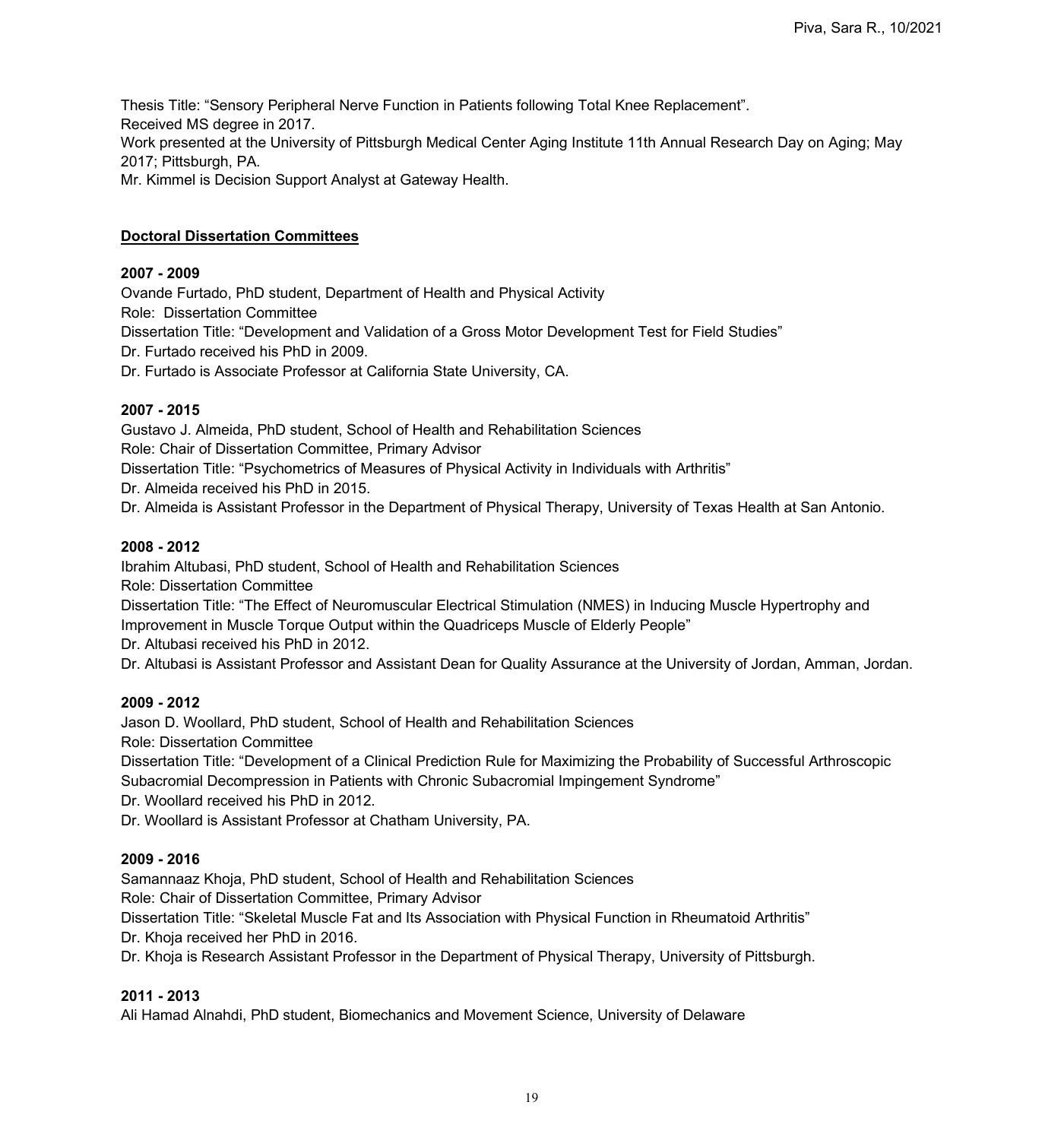Thesis Title: "Sensory Peripheral Nerve Function in Patients following Total Knee Replacement".
Received MS degree in 2017.
Work presented at the University of Pittsburgh Medical Center Aging Institute 11th Annual Research Day on Aging; May 2017; Pittsburgh, PA.
Mr. Kimmel is Decision Support Analyst at Gateway Health.

**Doctoral Dissertation Committees**

**2007 - 2009**
Ovande Furtado, PhD student, Department of Health and Physical Activity
Role: Dissertation Committee
Dissertation Title: "Development and Validation of a Gross Motor Development Test for Field Studies"
Dr. Furtado received his PhD in 2009.
Dr. Furtado is Associate Professor at California State University, CA.

**2007 - 2015**
Gustavo J. Almeida, PhD student, School of Health and Rehabilitation Sciences
Role: Chair of Dissertation Committee, Primary Advisor
Dissertation Title: "Psychometrics of Measures of Physical Activity in Individuals with Arthritis"
Dr. Almeida received his PhD in 2015.
Dr. Almeida is Assistant Professor in the Department of Physical Therapy, University of Texas Health at San Antonio.

**2008 - 2012**
Ibrahim Altubasi, PhD student, School of Health and Rehabilitation Sciences
Role: Dissertation Committee
Dissertation Title: "The Effect of Neuromuscular Electrical Stimulation (NMES) in Inducing Muscle Hypertrophy and Improvement in Muscle Torque Output within the Quadriceps Muscle of Elderly People"
Dr. Altubasi received his PhD in 2012.
Dr. Altubasi is Assistant Professor and Assistant Dean for Quality Assurance at the University of Jordan, Amman, Jordan.

**2009 - 2012**
Jason D. Woollard, PhD student, School of Health and Rehabilitation Sciences
Role: Dissertation Committee
Dissertation Title: "Development of a Clinical Prediction Rule for Maximizing the Probability of Successful Arthroscopic Subacromial Decompression in Patients with Chronic Subacromial Impingement Syndrome"
Dr. Woollard received his PhD in 2012.
Dr. Woollard is Assistant Professor at Chatham University, PA.

**2009 - 2016**
Samannaaz Khoja, PhD student, School of Health and Rehabilitation Sciences
Role: Chair of Dissertation Committee, Primary Advisor
Dissertation Title: "Skeletal Muscle Fat and Its Association with Physical Function in Rheumatoid Arthritis"
Dr. Khoja received her PhD in 2016.
Dr. Khoja is Research Assistant Professor in the Department of Physical Therapy, University of Pittsburgh.

**2011 - 2013**
Ali Hamad Alnahdi, PhD student, Biomechanics and Movement Science, University of Delaware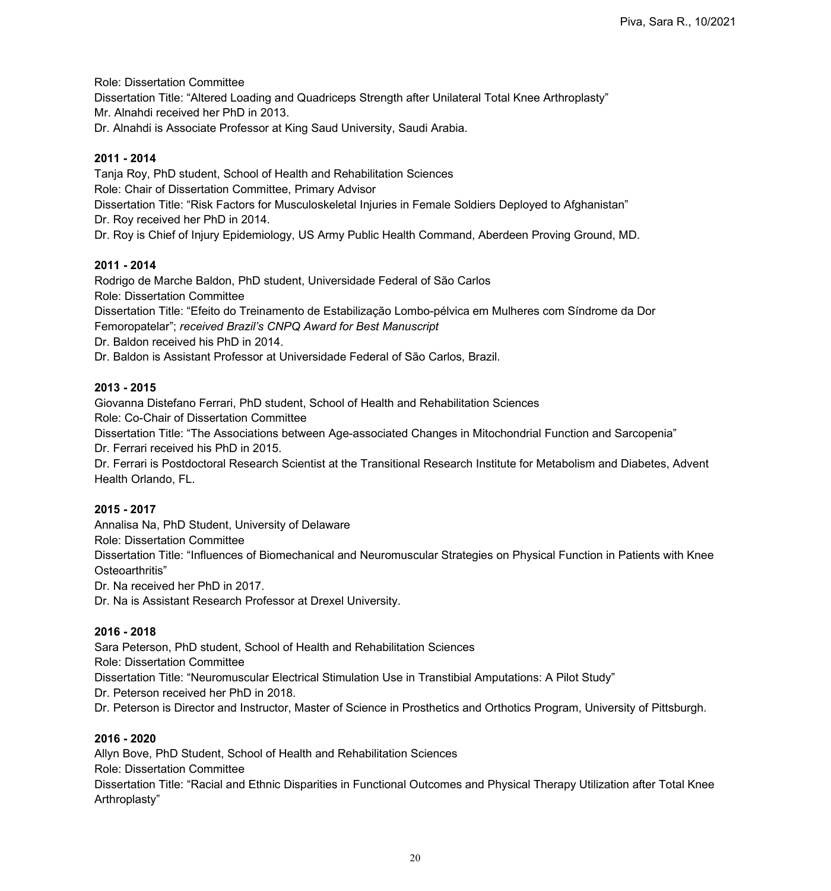Role: Dissertation Committee
Dissertation Title: "Altered Loading and Quadriceps Strength after Unilateral Total Knee Arthroplasty"
Mr. Alnahdi received her PhD in 2013.
Dr. Alnahdi is Associate Professor at King Saud University, Saudi Arabia.

**2011 - 2014**
Tanja Roy, PhD student, School of Health and Rehabilitation Sciences
Role: Chair of Dissertation Committee, Primary Advisor
Dissertation Title: "Risk Factors for Musculoskeletal Injuries in Female Soldiers Deployed to Afghanistan"
Dr. Roy received her PhD in 2014.
Dr. Roy is Chief of Injury Epidemiology, US Army Public Health Command, Aberdeen Proving Ground, MD.

**2011 - 2014**
Rodrigo de Marche Baldon, PhD student, Universidade Federal of São Carlos
Role: Dissertation Committee
Dissertation Title: "Efeito do Treinamento de Estabilização Lombo-pélvica em Mulheres com Síndrome da Dor Femoropatelar"; *received Brazil's CNPQ Award for Best Manuscript*
Dr. Baldon received his PhD in 2014.
Dr. Baldon is Assistant Professor at Universidade Federal of São Carlos, Brazil.

**2013 - 2015**
Giovanna Distefano Ferrari, PhD student, School of Health and Rehabilitation Sciences
Role: Co-Chair of Dissertation Committee
Dissertation Title: "The Associations between Age-associated Changes in Mitochondrial Function and Sarcopenia"
Dr. Ferrari received his PhD in 2015.
Dr. Ferrari is Postdoctoral Research Scientist at the Transitional Research Institute for Metabolism and Diabetes, Advent Health Orlando, FL.

**2015 - 2017**
Annalisa Na, PhD Student, University of Delaware
Role: Dissertation Committee
Dissertation Title: "Influences of Biomechanical and Neuromuscular Strategies on Physical Function in Patients with Knee Osteoarthritis"
Dr. Na received her PhD in 2017.
Dr. Na is Assistant Research Professor at Drexel University.

**2016 - 2018**
Sara Peterson, PhD student, School of Health and Rehabilitation Sciences
Role: Dissertation Committee
Dissertation Title: "Neuromuscular Electrical Stimulation Use in Transtibial Amputations: A Pilot Study"
Dr. Peterson received her PhD in 2018.
Dr. Peterson is Director and Instructor, Master of Science in Prosthetics and Orthotics Program, University of Pittsburgh.

**2016 - 2020**
Allyn Bove, PhD Student, School of Health and Rehabilitation Sciences
Role: Dissertation Committee
Dissertation Title: "Racial and Ethnic Disparities in Functional Outcomes and Physical Therapy Utilization after Total Knee Arthroplasty"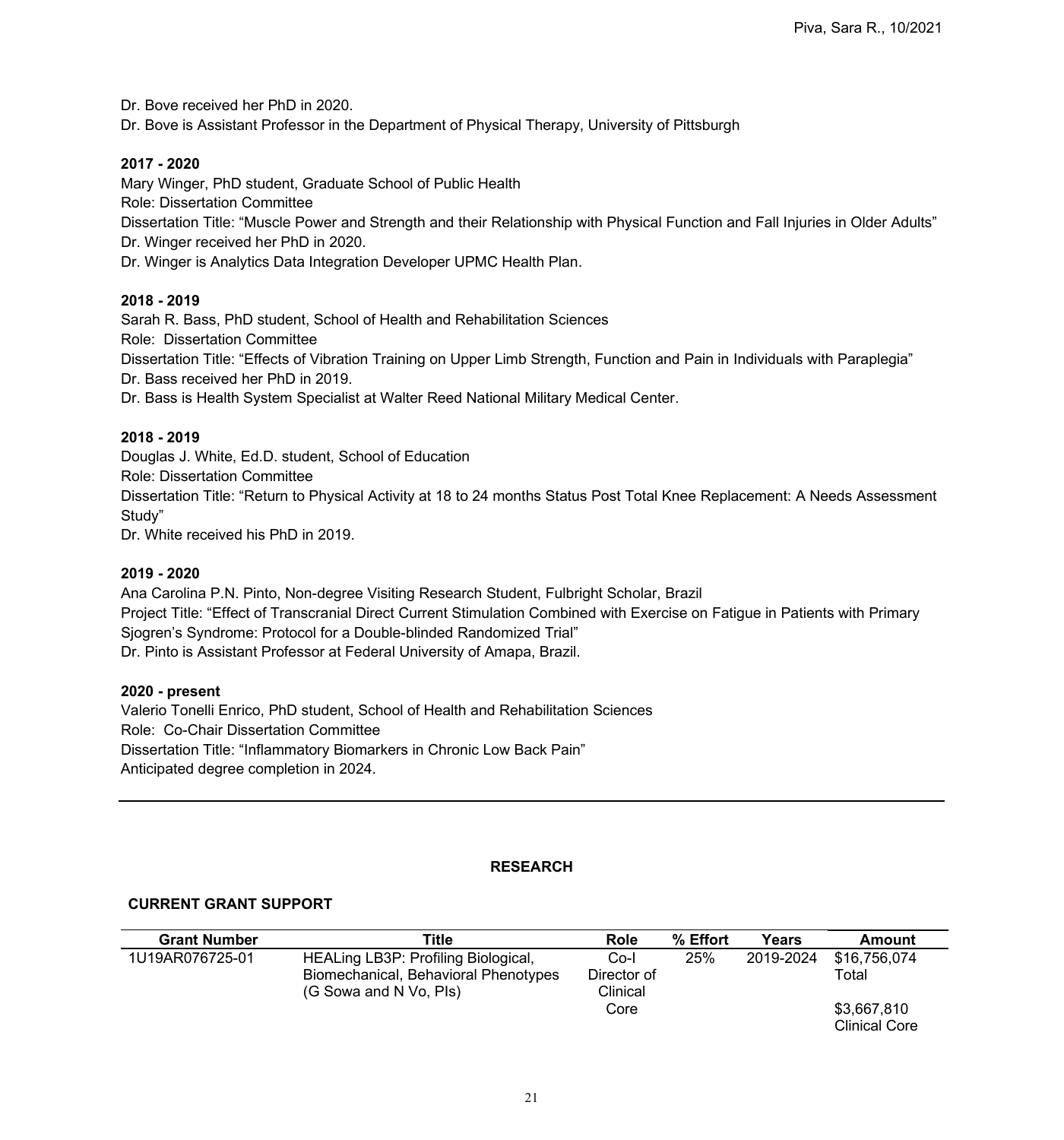Dr. Bove received her PhD in 2020.
Dr. Bove is Assistant Professor in the Department of Physical Therapy, University of Pittsburgh

**2017 - 2020**
Mary Winger, PhD student, Graduate School of Public Health
Role: Dissertation Committee
Dissertation Title: "Muscle Power and Strength and their Relationship with Physical Function and Fall Injuries in Older Adults"
Dr. Winger received her PhD in 2020.
Dr. Winger is Analytics Data Integration Developer UPMC Health Plan.

**2018 - 2019**
Sarah R. Bass, PhD student, School of Health and Rehabilitation Sciences
Role: Dissertation Committee
Dissertation Title: "Effects of Vibration Training on Upper Limb Strength, Function and Pain in Individuals with Paraplegia"
Dr. Bass received her PhD in 2019.
Dr. Bass is Health System Specialist at Walter Reed National Military Medical Center.

**2018 - 2019**
Douglas J. White, Ed.D. student, School of Education
Role: Dissertation Committee
Dissertation Title: "Return to Physical Activity at 18 to 24 months Status Post Total Knee Replacement: A Needs Assessment Study"
Dr. White received his PhD in 2019.

**2019 - 2020**
Ana Carolina P.N. Pinto, Non-degree Visiting Research Student, Fulbright Scholar, Brazil
Project Title: "Effect of Transcranial Direct Current Stimulation Combined with Exercise on Fatigue in Patients with Primary Sjogren's Syndrome: Protocol for a Double-blinded Randomized Trial"
Dr. Pinto is Assistant Professor at Federal University of Amapa, Brazil.

**2020 - present**
Valerio Tonelli Enrico, PhD student, School of Health and Rehabilitation Sciences
Role: Co-Chair Dissertation Committee
Dissertation Title: "Inflammatory Biomarkers in Chronic Low Back Pain"
Anticipated degree completion in 2024.

---

## RESEARCH

### CURRENT GRANT SUPPORT

| Grant Number | Title | Role | % Effort | Years | Amount |
|---|---|---|---|---|---|
| 1U19AR076725-01 | HEALing LB3P: Profiling Biological, Biomechanical, Behavioral Phenotypes (G Sowa and N Vo, PIs) | Co-I Director of Clinical Core | 25% | 2019-2024 | $16,756,074 Total<br><br>$3,667,810 Clinical Core |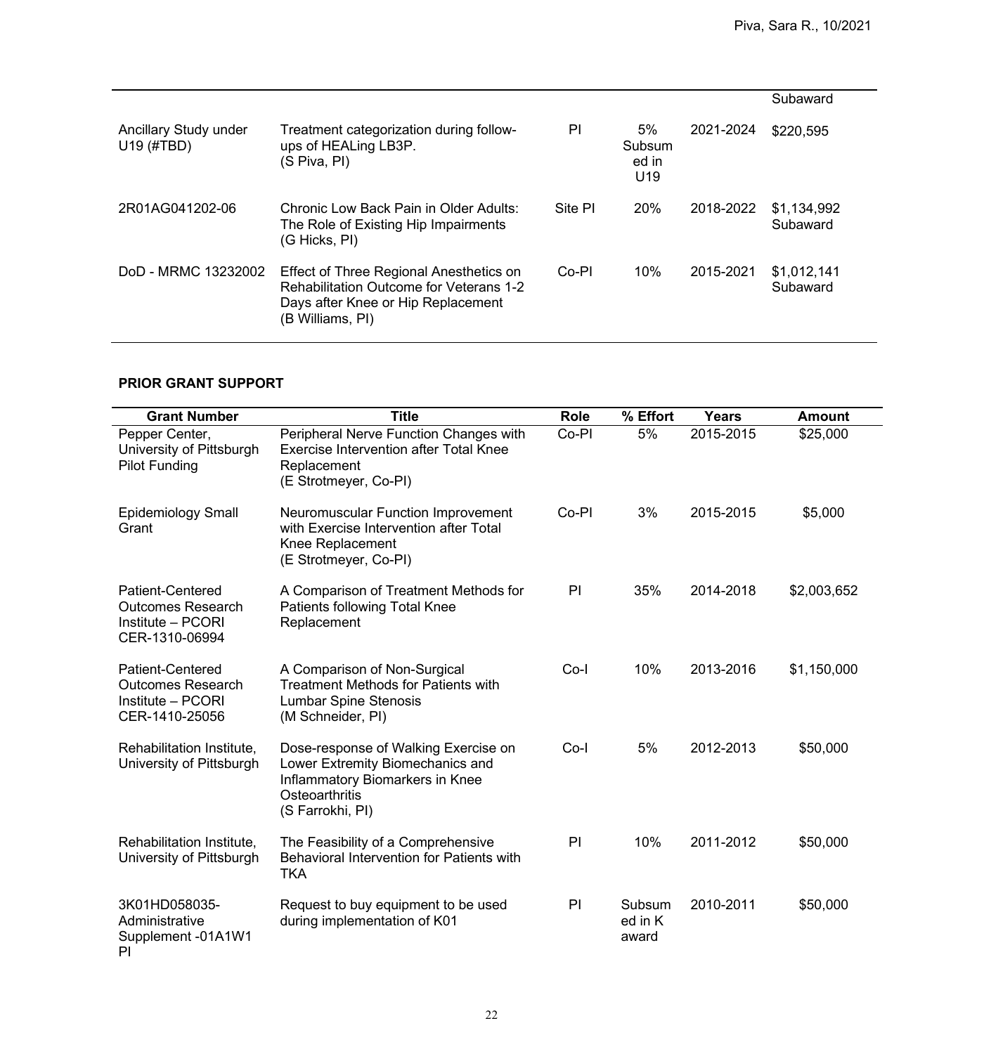| | | | | | |
|---|---|---|---|---|---|
| | | | | | Subaward |
| Ancillary Study under U19 (#TBD) | Treatment categorization during follow-ups of HEALing LB3P. (S Piva, PI) | PI | 5% Subsumed in U19 | 2021-2024 | $220,595 |
| 2R01AG041202-06 | Chronic Low Back Pain in Older Adults: The Role of Existing Hip Impairments (G Hicks, PI) | Site PI | 20% | 2018-2022 | $1,134,992 Subaward |
| DoD - MRMC 13232002 | Effect of Three Regional Anesthetics on Rehabilitation Outcome for Veterans 1-2 Days after Knee or Hip Replacement (B Williams, PI) | Co-PI | 10% | 2015-2021 | $1,012,141 Subaward |

**PRIOR GRANT SUPPORT**

| Grant Number | Title | Role | % Effort | Years | Amount |
|---|---|---|---|---|---|
| Pepper Center, University of Pittsburgh Pilot Funding | Peripheral Nerve Function Changes with Exercise Intervention after Total Knee Replacement (E Strotmeyer, Co-PI) | Co-PI | 5% | 2015-2015 | $25,000 |
| Epidemiology Small Grant | Neuromuscular Function Improvement with Exercise Intervention after Total Knee Replacement (E Strotmeyer, Co-PI) | Co-PI | 3% | 2015-2015 | $5,000 |
| Patient-Centered Outcomes Research Institute – PCORI CER-1310-06994 | A Comparison of Treatment Methods for Patients following Total Knee Replacement | PI | 35% | 2014-2018 | $2,003,652 |
| Patient-Centered Outcomes Research Institute – PCORI CER-1410-25056 | A Comparison of Non-Surgical Treatment Methods for Patients with Lumbar Spine Stenosis (M Schneider, PI) | Co-I | 10% | 2013-2016 | $1,150,000 |
| Rehabilitation Institute, University of Pittsburgh | Dose-response of Walking Exercise on Lower Extremity Biomechanics and Inflammatory Biomarkers in Knee Osteoarthritis (S Farrokhi, PI) | Co-I | 5% | 2012-2013 | $50,000 |
| Rehabilitation Institute, University of Pittsburgh | The Feasibility of a Comprehensive Behavioral Intervention for Patients with TKA | PI | 10% | 2011-2012 | $50,000 |
| 3K01HD058035-Administrative Supplement -01A1W1 PI | Request to buy equipment to be used during implementation of K01 | PI | Subsumed in K award | 2010-2011 | $50,000 |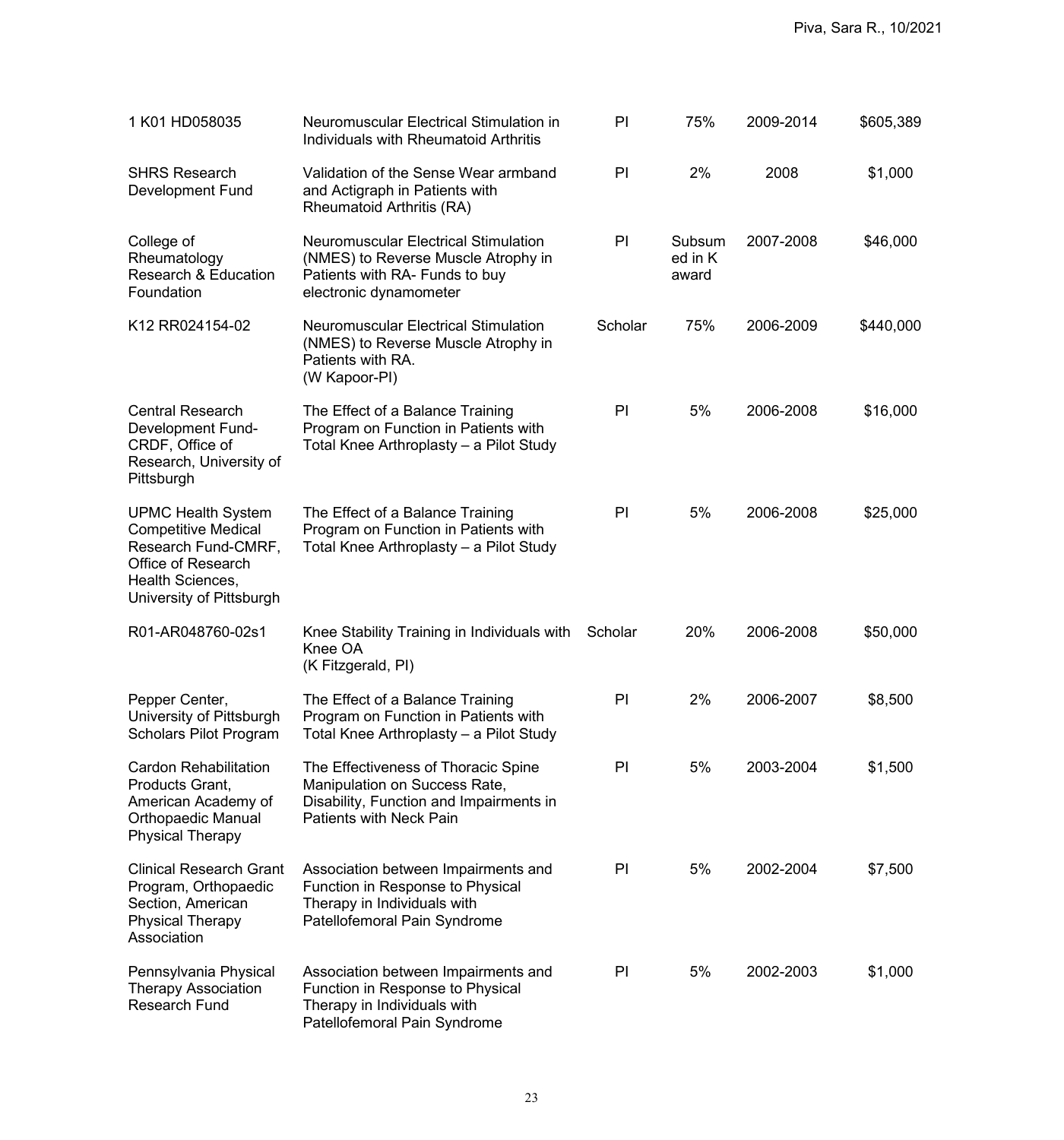| | | | | | |
|---|---|---|---|---|---|
| 1 K01 HD058035 | Neuromuscular Electrical Stimulation in Individuals with Rheumatoid Arthritis | PI | 75% | 2009-2014 | $605,389 |
| SHRS Research Development Fund | Validation of the Sense Wear armband and Actigraph in Patients with Rheumatoid Arthritis (RA) | PI | 2% | 2008 | $1,000 |
| College of Rheumatology Research & Education Foundation | Neuromuscular Electrical Stimulation (NMES) to Reverse Muscle Atrophy in Patients with RA- Funds to buy electronic dynamometer | PI | Subsumed in K award | 2007-2008 | $46,000 |
| K12 RR024154-02 | Neuromuscular Electrical Stimulation (NMES) to Reverse Muscle Atrophy in Patients with RA. (W Kapoor-PI) | Scholar | 75% | 2006-2009 | $440,000 |
| Central Research Development Fund-CRDF, Office of Research, University of Pittsburgh | The Effect of a Balance Training Program on Function in Patients with Total Knee Arthroplasty – a Pilot Study | PI | 5% | 2006-2008 | $16,000 |
| UPMC Health System Competitive Medical Research Fund-CMRF, Office of Research Health Sciences, University of Pittsburgh | The Effect of a Balance Training Program on Function in Patients with Total Knee Arthroplasty – a Pilot Study | PI | 5% | 2006-2008 | $25,000 |
| R01-AR048760-02s1 | Knee Stability Training in Individuals with Knee OA (K Fitzgerald, PI) | Scholar | 20% | 2006-2008 | $50,000 |
| Pepper Center, University of Pittsburgh Scholars Pilot Program | The Effect of a Balance Training Program on Function in Patients with Total Knee Arthroplasty – a Pilot Study | PI | 2% | 2006-2007 | $8,500 |
| Cardon Rehabilitation Products Grant, American Academy of Orthopaedic Manual Physical Therapy | The Effectiveness of Thoracic Spine Manipulation on Success Rate, Disability, Function and Impairments in Patients with Neck Pain | PI | 5% | 2003-2004 | $1,500 |
| Clinical Research Grant Program, Orthopaedic Section, American Physical Therapy Association | Association between Impairments and Function in Response to Physical Therapy in Individuals with Patellofemoral Pain Syndrome | PI | 5% | 2002-2004 | $7,500 |
| Pennsylvania Physical Therapy Association Research Fund | Association between Impairments and Function in Response to Physical Therapy in Individuals with Patellofemoral Pain Syndrome | PI | 5% | 2002-2003 | $1,000 |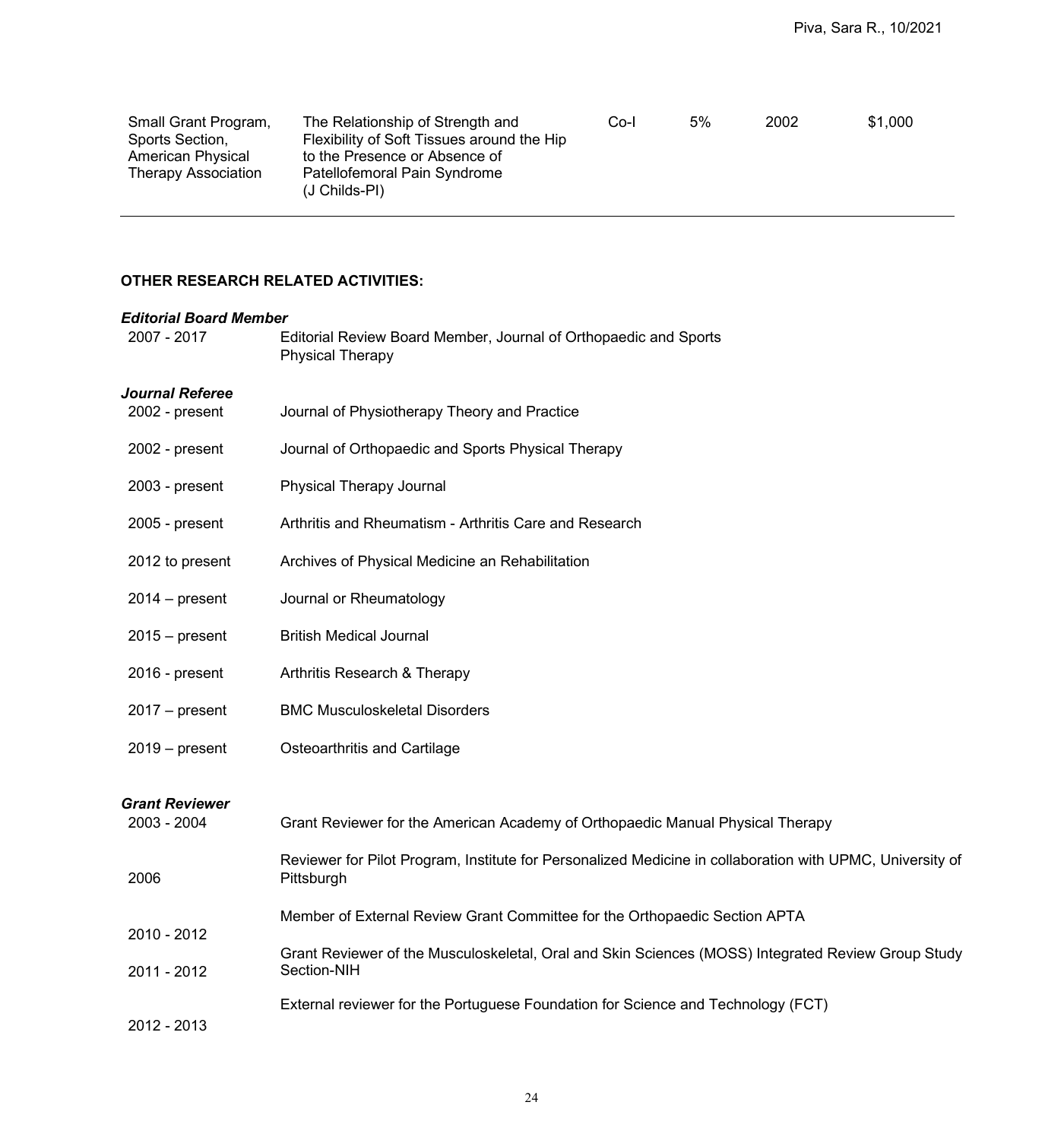| Small Grant Program, Sports Section, American Physical Therapy Association | The Relationship of Strength and Flexibility of Soft Tissues around the Hip to the Presence or Absence of Patellofemoral Pain Syndrome (J Childs-PI) | Co-I | 5% | 2002 | $1,000 |
|---|---|---|---|---|---|

**OTHER RESEARCH RELATED ACTIVITIES:**

***Editorial Board Member***

| | |
|---|---|
| 2007 - 2017 | Editorial Review Board Member, Journal of Orthopaedic and Sports Physical Therapy |

***Journal Referee***

| | |
|---|---|
| 2002 - present | Journal of Physiotherapy Theory and Practice |
| 2002 - present | Journal of Orthopaedic and Sports Physical Therapy |
| 2003 - present | Physical Therapy Journal |
| 2005 - present | Arthritis and Rheumatism - Arthritis Care and Research |
| 2012 to present | Archives of Physical Medicine an Rehabilitation |
| 2014 – present | Journal or Rheumatology |
| 2015 – present | British Medical Journal |
| 2016 - present | Arthritis Research & Therapy |
| 2017 – present | BMC Musculoskeletal Disorders |
| 2019 – present | Osteoarthritis and Cartilage |

***Grant Reviewer***

| | |
|---|---|
| 2003 - 2004 | Grant Reviewer for the American Academy of Orthopaedic Manual Physical Therapy |
| 2006 | Reviewer for Pilot Program, Institute for Personalized Medicine in collaboration with UPMC, University of Pittsburgh |
| 2010 - 2012 | Member of External Review Grant Committee for the Orthopaedic Section APTA |
| 2011 - 2012 | Grant Reviewer of the Musculoskeletal, Oral and Skin Sciences (MOSS) Integrated Review Group Study Section-NIH |
| 2012 - 2013 | External reviewer for the Portuguese Foundation for Science and Technology (FCT) |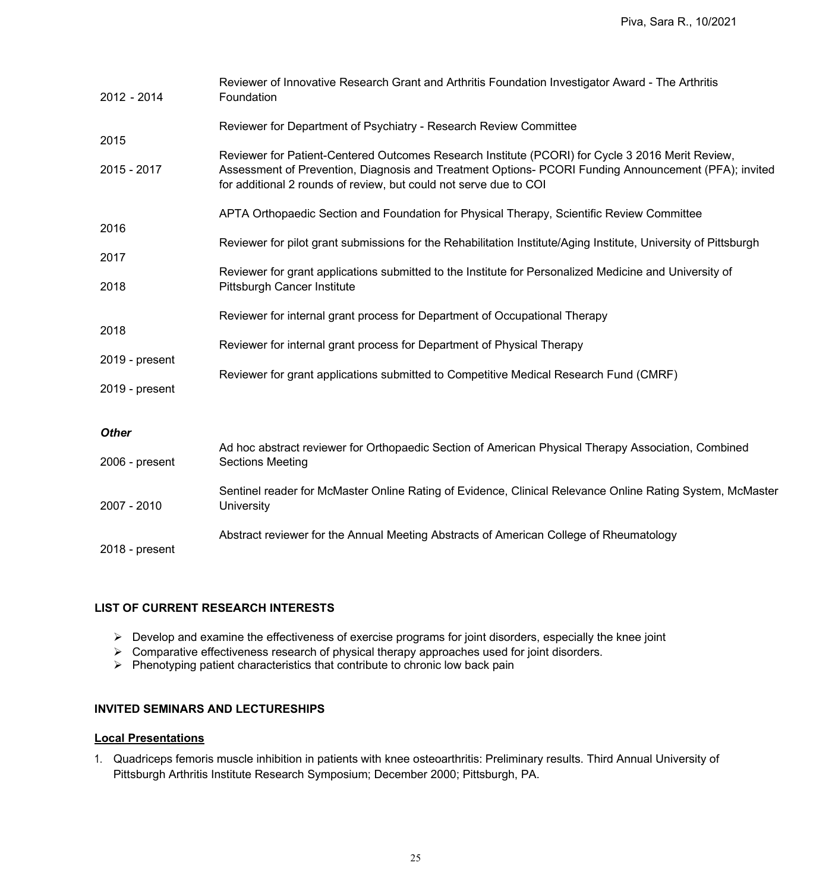| | |
|---|---|
| 2012 - 2014 | Reviewer of Innovative Research Grant and Arthritis Foundation Investigator Award - The Arthritis Foundation |
| 2015 | Reviewer for Department of Psychiatry - Research Review Committee |
| 2015 - 2017 | Reviewer for Patient-Centered Outcomes Research Institute (PCORI) for Cycle 3 2016 Merit Review, Assessment of Prevention, Diagnosis and Treatment Options- PCORI Funding Announcement (PFA); invited for additional 2 rounds of review, but could not serve due to COI |
| 2016 | APTA Orthopaedic Section and Foundation for Physical Therapy, Scientific Review Committee |
| 2017 | Reviewer for pilot grant submissions for the Rehabilitation Institute/Aging Institute, University of Pittsburgh |
| 2018 | Reviewer for grant applications submitted to the Institute for Personalized Medicine and University of Pittsburgh Cancer Institute |
| 2018 | Reviewer for internal grant process for Department of Occupational Therapy |
| 2019 - present | Reviewer for internal grant process for Department of Physical Therapy |
| 2019 - present | Reviewer for grant applications submitted to Competitive Medical Research Fund (CMRF) |

***Other***

| | |
|---|---|
| 2006 - present | Ad hoc abstract reviewer for Orthopaedic Section of American Physical Therapy Association, Combined Sections Meeting |
| 2007 - 2010 | Sentinel reader for McMaster Online Rating of Evidence, Clinical Relevance Online Rating System, McMaster University |
| 2018 - present | Abstract reviewer for the Annual Meeting Abstracts of American College of Rheumatology |

## LIST OF CURRENT RESEARCH INTERESTS

- Develop and examine the effectiveness of exercise programs for joint disorders, especially the knee joint
- Comparative effectiveness research of physical therapy approaches used for joint disorders.
- Phenotyping patient characteristics that contribute to chronic low back pain

## INVITED SEMINARS AND LECTURESHIPS

### Local Presentations

1. Quadriceps femoris muscle inhibition in patients with knee osteoarthritis: Preliminary results. Third Annual University of Pittsburgh Arthritis Institute Research Symposium; December 2000; Pittsburgh, PA.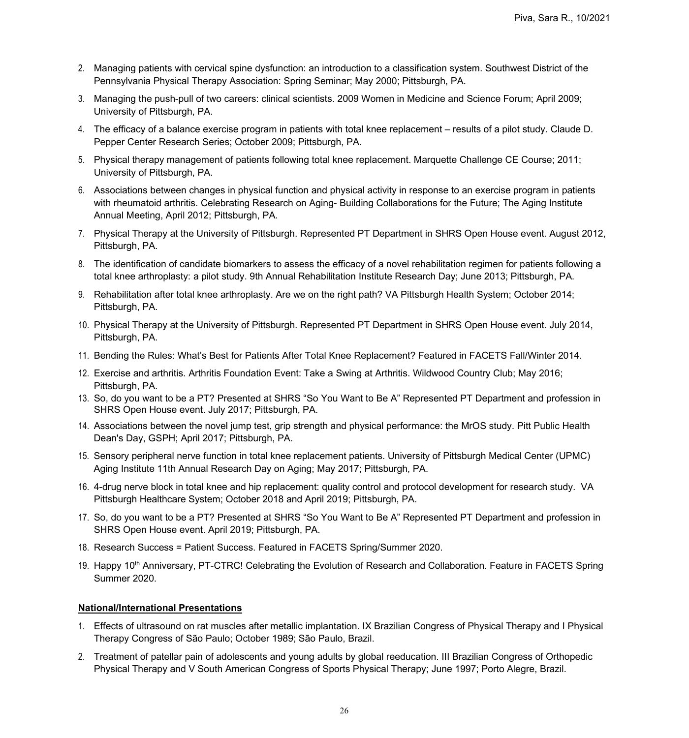2. Managing patients with cervical spine dysfunction: an introduction to a classification system. Southwest District of the Pennsylvania Physical Therapy Association: Spring Seminar; May 2000; Pittsburgh, PA.
3. Managing the push-pull of two careers: clinical scientists. 2009 Women in Medicine and Science Forum; April 2009; University of Pittsburgh, PA.
4. The efficacy of a balance exercise program in patients with total knee replacement – results of a pilot study. Claude D. Pepper Center Research Series; October 2009; Pittsburgh, PA.
5. Physical therapy management of patients following total knee replacement. Marquette Challenge CE Course; 2011; University of Pittsburgh, PA.
6. Associations between changes in physical function and physical activity in response to an exercise program in patients with rheumatoid arthritis. Celebrating Research on Aging- Building Collaborations for the Future; The Aging Institute Annual Meeting, April 2012; Pittsburgh, PA.
7. Physical Therapy at the University of Pittsburgh. Represented PT Department in SHRS Open House event. August 2012, Pittsburgh, PA.
8. The identification of candidate biomarkers to assess the efficacy of a novel rehabilitation regimen for patients following a total knee arthroplasty: a pilot study. 9th Annual Rehabilitation Institute Research Day; June 2013; Pittsburgh, PA.
9. Rehabilitation after total knee arthroplasty. Are we on the right path? VA Pittsburgh Health System; October 2014; Pittsburgh, PA.
10. Physical Therapy at the University of Pittsburgh. Represented PT Department in SHRS Open House event. July 2014, Pittsburgh, PA.
11. Bending the Rules: What's Best for Patients After Total Knee Replacement? Featured in FACETS Fall/Winter 2014.
12. Exercise and arthritis. Arthritis Foundation Event: Take a Swing at Arthritis. Wildwood Country Club; May 2016; Pittsburgh, PA.
13. So, do you want to be a PT? Presented at SHRS "So You Want to Be A" Represented PT Department and profession in SHRS Open House event. July 2017; Pittsburgh, PA.
14. Associations between the novel jump test, grip strength and physical performance: the MrOS study. Pitt Public Health Dean's Day, GSPH; April 2017; Pittsburgh, PA.
15. Sensory peripheral nerve function in total knee replacement patients. University of Pittsburgh Medical Center (UPMC) Aging Institute 11th Annual Research Day on Aging; May 2017; Pittsburgh, PA.
16. 4-drug nerve block in total knee and hip replacement: quality control and protocol development for research study. VA Pittsburgh Healthcare System; October 2018 and April 2019; Pittsburgh, PA.
17. So, do you want to be a PT? Presented at SHRS "So You Want to Be A" Represented PT Department and profession in SHRS Open House event. April 2019; Pittsburgh, PA.
18. Research Success = Patient Success. Featured in FACETS Spring/Summer 2020.
19. Happy 10th Anniversary, PT-CTRC! Celebrating the Evolution of Research and Collaboration. Feature in FACETS Spring Summer 2020.

**National/International Presentations**

1. Effects of ultrasound on rat muscles after metallic implantation. IX Brazilian Congress of Physical Therapy and I Physical Therapy Congress of São Paulo; October 1989; São Paulo, Brazil.
2. Treatment of patellar pain of adolescents and young adults by global reeducation. III Brazilian Congress of Orthopedic Physical Therapy and V South American Congress of Sports Physical Therapy; June 1997; Porto Alegre, Brazil.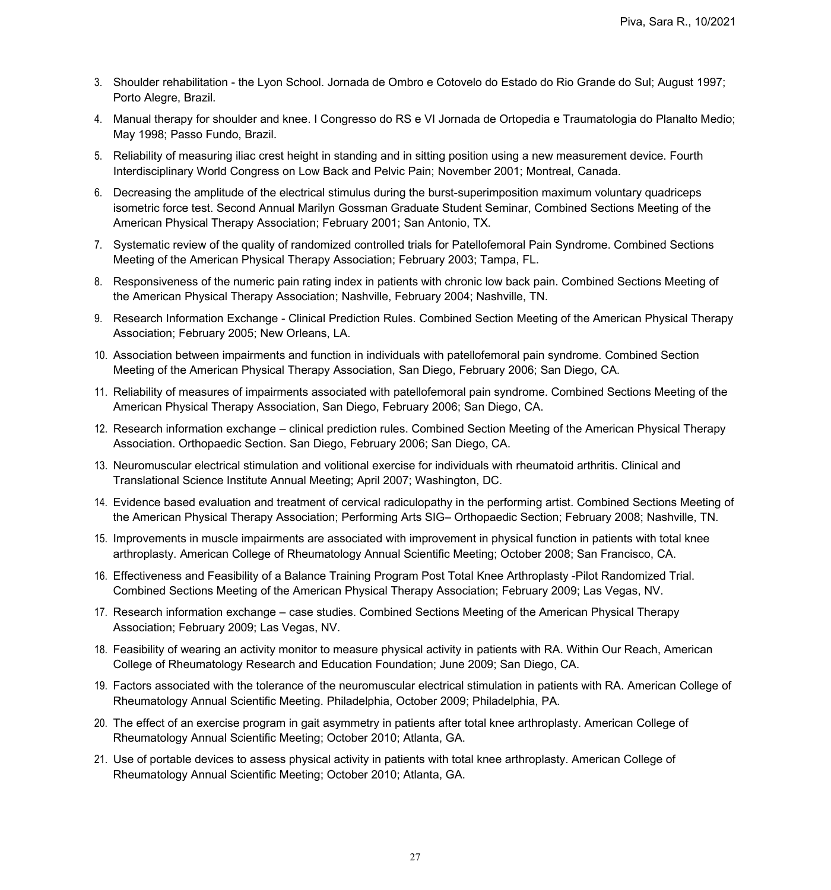3. Shoulder rehabilitation - the Lyon School. Jornada de Ombro e Cotovelo do Estado do Rio Grande do Sul; August 1997; Porto Alegre, Brazil.
4. Manual therapy for shoulder and knee. I Congresso do RS e VI Jornada de Ortopedia e Traumatologia do Planalto Medio; May 1998; Passo Fundo, Brazil.
5. Reliability of measuring iliac crest height in standing and in sitting position using a new measurement device. Fourth Interdisciplinary World Congress on Low Back and Pelvic Pain; November 2001; Montreal, Canada.
6. Decreasing the amplitude of the electrical stimulus during the burst-superimposition maximum voluntary quadriceps isometric force test. Second Annual Marilyn Gossman Graduate Student Seminar, Combined Sections Meeting of the American Physical Therapy Association; February 2001; San Antonio, TX.
7. Systematic review of the quality of randomized controlled trials for Patellofemoral Pain Syndrome. Combined Sections Meeting of the American Physical Therapy Association; February 2003; Tampa, FL.
8. Responsiveness of the numeric pain rating index in patients with chronic low back pain. Combined Sections Meeting of the American Physical Therapy Association; Nashville, February 2004; Nashville, TN.
9. Research Information Exchange - Clinical Prediction Rules. Combined Section Meeting of the American Physical Therapy Association; February 2005; New Orleans, LA.
10. Association between impairments and function in individuals with patellofemoral pain syndrome. Combined Section Meeting of the American Physical Therapy Association, San Diego, February 2006; San Diego, CA.
11. Reliability of measures of impairments associated with patellofemoral pain syndrome. Combined Sections Meeting of the American Physical Therapy Association, San Diego, February 2006; San Diego, CA.
12. Research information exchange – clinical prediction rules. Combined Section Meeting of the American Physical Therapy Association. Orthopaedic Section. San Diego, February 2006; San Diego, CA.
13. Neuromuscular electrical stimulation and volitional exercise for individuals with rheumatoid arthritis. Clinical and Translational Science Institute Annual Meeting; April 2007; Washington, DC.
14. Evidence based evaluation and treatment of cervical radiculopathy in the performing artist. Combined Sections Meeting of the American Physical Therapy Association; Performing Arts SIG– Orthopaedic Section; February 2008; Nashville, TN.
15. Improvements in muscle impairments are associated with improvement in physical function in patients with total knee arthroplasty. American College of Rheumatology Annual Scientific Meeting; October 2008; San Francisco, CA.
16. Effectiveness and Feasibility of a Balance Training Program Post Total Knee Arthroplasty -Pilot Randomized Trial. Combined Sections Meeting of the American Physical Therapy Association; February 2009; Las Vegas, NV.
17. Research information exchange – case studies. Combined Sections Meeting of the American Physical Therapy Association; February 2009; Las Vegas, NV.
18. Feasibility of wearing an activity monitor to measure physical activity in patients with RA. Within Our Reach, American College of Rheumatology Research and Education Foundation; June 2009; San Diego, CA.
19. Factors associated with the tolerance of the neuromuscular electrical stimulation in patients with RA. American College of Rheumatology Annual Scientific Meeting. Philadelphia, October 2009; Philadelphia, PA.
20. The effect of an exercise program in gait asymmetry in patients after total knee arthroplasty. American College of Rheumatology Annual Scientific Meeting; October 2010; Atlanta, GA.
21. Use of portable devices to assess physical activity in patients with total knee arthroplasty. American College of Rheumatology Annual Scientific Meeting; October 2010; Atlanta, GA.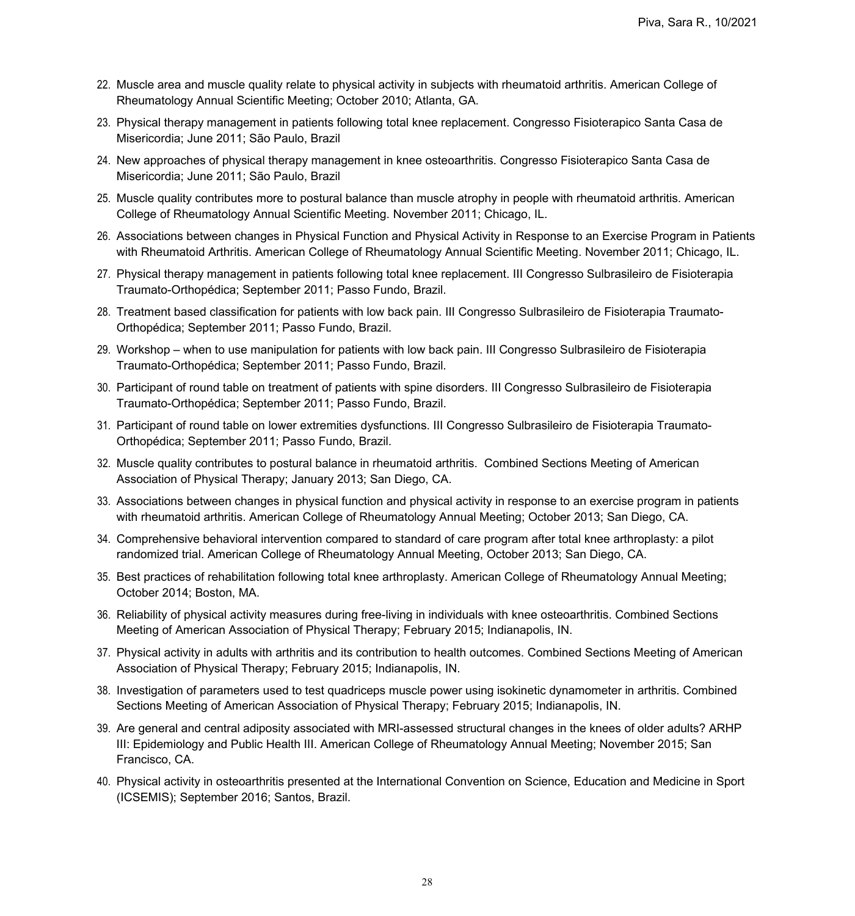22. Muscle area and muscle quality relate to physical activity in subjects with rheumatoid arthritis. American College of Rheumatology Annual Scientific Meeting; October 2010; Atlanta, GA.
23. Physical therapy management in patients following total knee replacement. Congresso Fisioterapico Santa Casa de Misericordia; June 2011; São Paulo, Brazil
24. New approaches of physical therapy management in knee osteoarthritis. Congresso Fisioterapico Santa Casa de Misericordia; June 2011; São Paulo, Brazil
25. Muscle quality contributes more to postural balance than muscle atrophy in people with rheumatoid arthritis. American College of Rheumatology Annual Scientific Meeting. November 2011; Chicago, IL.
26. Associations between changes in Physical Function and Physical Activity in Response to an Exercise Program in Patients with Rheumatoid Arthritis. American College of Rheumatology Annual Scientific Meeting. November 2011; Chicago, IL.
27. Physical therapy management in patients following total knee replacement. III Congresso Sulbrasileiro de Fisioterapia Traumato-Orthopédica; September 2011; Passo Fundo, Brazil.
28. Treatment based classification for patients with low back pain. III Congresso Sulbrasileiro de Fisioterapia Traumato-Orthopédica; September 2011; Passo Fundo, Brazil.
29. Workshop – when to use manipulation for patients with low back pain. III Congresso Sulbrasileiro de Fisioterapia Traumato-Orthopédica; September 2011; Passo Fundo, Brazil.
30. Participant of round table on treatment of patients with spine disorders. III Congresso Sulbrasileiro de Fisioterapia Traumato-Orthopédica; September 2011; Passo Fundo, Brazil.
31. Participant of round table on lower extremities dysfunctions. III Congresso Sulbrasileiro de Fisioterapia Traumato-Orthopédica; September 2011; Passo Fundo, Brazil.
32. Muscle quality contributes to postural balance in rheumatoid arthritis. Combined Sections Meeting of American Association of Physical Therapy; January 2013; San Diego, CA.
33. Associations between changes in physical function and physical activity in response to an exercise program in patients with rheumatoid arthritis. American College of Rheumatology Annual Meeting; October 2013; San Diego, CA.
34. Comprehensive behavioral intervention compared to standard of care program after total knee arthroplasty: a pilot randomized trial. American College of Rheumatology Annual Meeting, October 2013; San Diego, CA.
35. Best practices of rehabilitation following total knee arthroplasty. American College of Rheumatology Annual Meeting; October 2014; Boston, MA.
36. Reliability of physical activity measures during free-living in individuals with knee osteoarthritis. Combined Sections Meeting of American Association of Physical Therapy; February 2015; Indianapolis, IN.
37. Physical activity in adults with arthritis and its contribution to health outcomes. Combined Sections Meeting of American Association of Physical Therapy; February 2015; Indianapolis, IN.
38. Investigation of parameters used to test quadriceps muscle power using isokinetic dynamometer in arthritis. Combined Sections Meeting of American Association of Physical Therapy; February 2015; Indianapolis, IN.
39. Are general and central adiposity associated with MRI-assessed structural changes in the knees of older adults? ARHP III: Epidemiology and Public Health III. American College of Rheumatology Annual Meeting; November 2015; San Francisco, CA.
40. Physical activity in osteoarthritis presented at the International Convention on Science, Education and Medicine in Sport (ICSEMIS); September 2016; Santos, Brazil.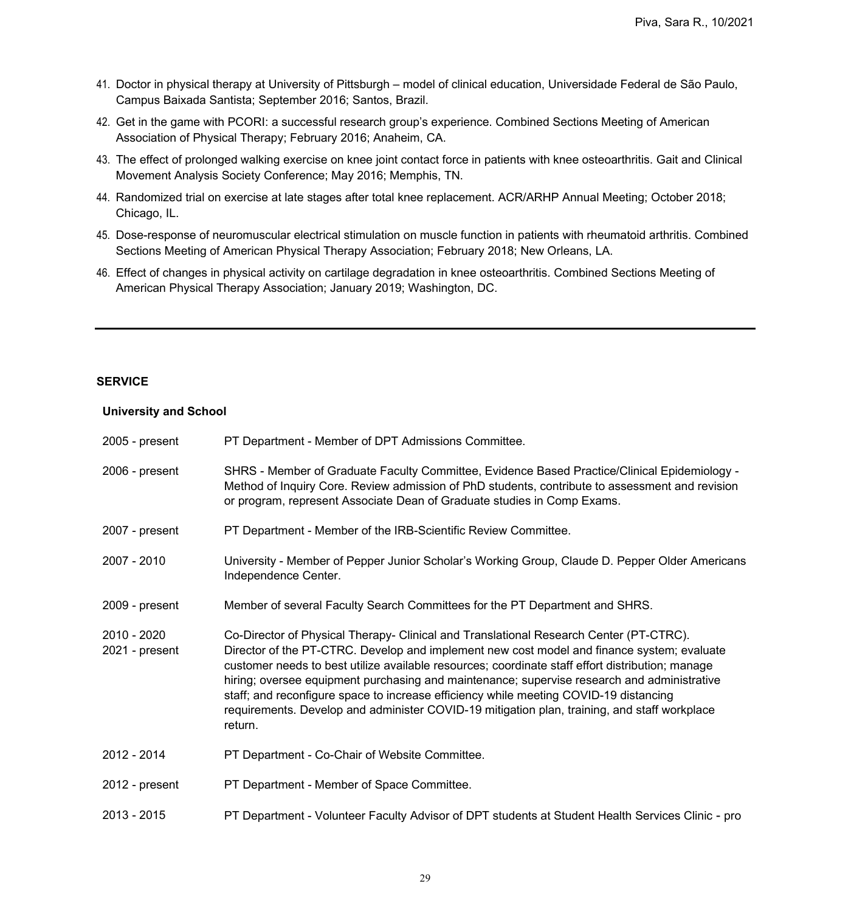41. Doctor in physical therapy at University of Pittsburgh – model of clinical education, Universidade Federal de São Paulo, Campus Baixada Santista; September 2016; Santos, Brazil.
42. Get in the game with PCORI: a successful research group's experience. Combined Sections Meeting of American Association of Physical Therapy; February 2016; Anaheim, CA.
43. The effect of prolonged walking exercise on knee joint contact force in patients with knee osteoarthritis. Gait and Clinical Movement Analysis Society Conference; May 2016; Memphis, TN.
44. Randomized trial on exercise at late stages after total knee replacement. ACR/ARHP Annual Meeting; October 2018; Chicago, IL.
45. Dose-response of neuromuscular electrical stimulation on muscle function in patients with rheumatoid arthritis. Combined Sections Meeting of American Physical Therapy Association; February 2018; New Orleans, LA.
46. Effect of changes in physical activity on cartilage degradation in knee osteoarthritis. Combined Sections Meeting of American Physical Therapy Association; January 2019; Washington, DC.

---

## SERVICE

### University and School

| | |
|---|---|
| 2005 - present | PT Department - Member of DPT Admissions Committee. |
| 2006 - present | SHRS - Member of Graduate Faculty Committee, Evidence Based Practice/Clinical Epidemiology - Method of Inquiry Core. Review admission of PhD students, contribute to assessment and revision or program, represent Associate Dean of Graduate studies in Comp Exams. |
| 2007 - present | PT Department - Member of the IRB-Scientific Review Committee. |
| 2007 - 2010 | University - Member of Pepper Junior Scholar's Working Group, Claude D. Pepper Older Americans Independence Center. |
| 2009 - present | Member of several Faculty Search Committees for the PT Department and SHRS. |
| 2010 - 2020<br>2021 - present | Co-Director of Physical Therapy- Clinical and Translational Research Center (PT-CTRC).<br>Director of the PT-CTRC. Develop and implement new cost model and finance system; evaluate customer needs to best utilize available resources; coordinate staff effort distribution; manage hiring; oversee equipment purchasing and maintenance; supervise research and administrative staff; and reconfigure space to increase efficiency while meeting COVID-19 distancing requirements. Develop and administer COVID-19 mitigation plan, training, and staff workplace return. |
| 2012 - 2014 | PT Department - Co-Chair of Website Committee. |
| 2012 - present | PT Department - Member of Space Committee. |
| 2013 - 2015 | PT Department - Volunteer Faculty Advisor of DPT students at Student Health Services Clinic - pro |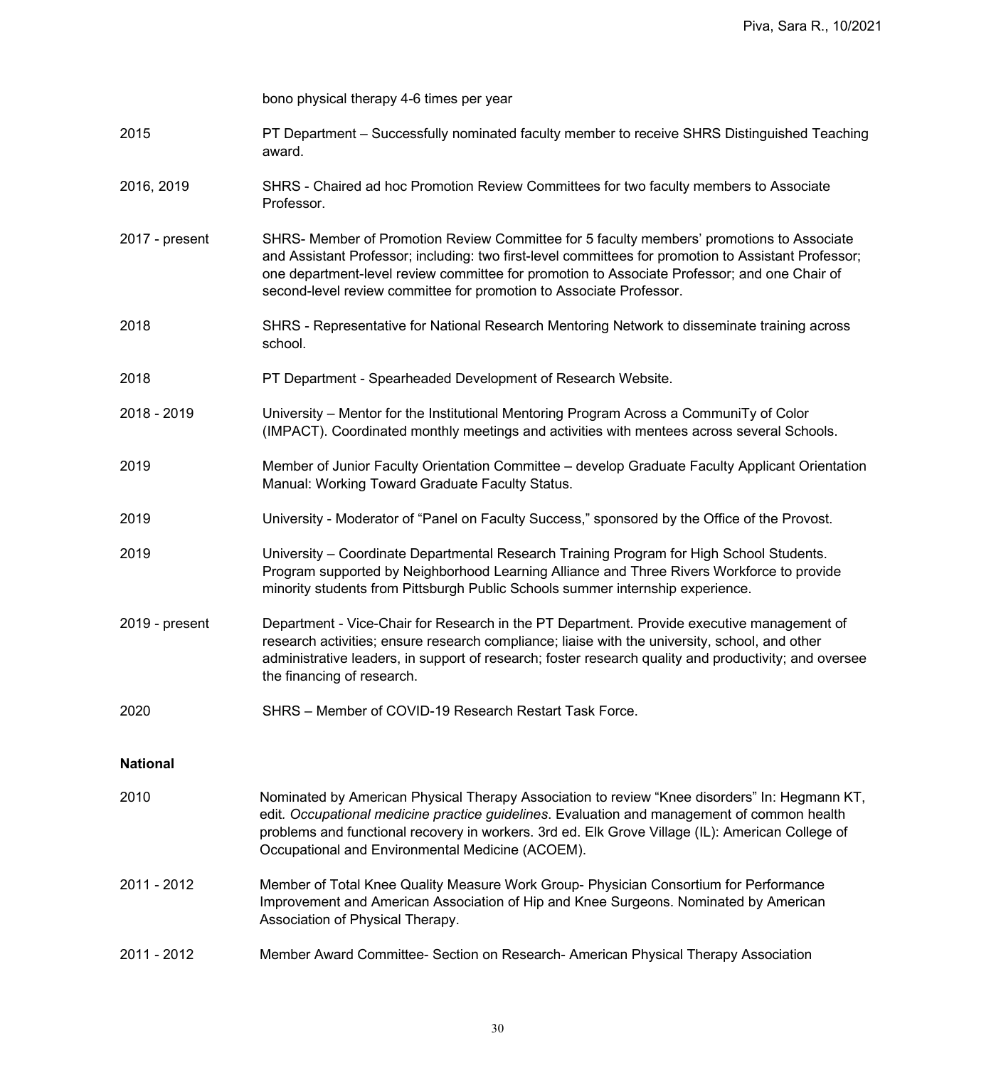bono physical therapy 4-6 times per year

| | |
|---|---|
| 2015 | PT Department – Successfully nominated faculty member to receive SHRS Distinguished Teaching award. |
| 2016, 2019 | SHRS - Chaired ad hoc Promotion Review Committees for two faculty members to Associate Professor. |
| 2017 - present | SHRS- Member of Promotion Review Committee for 5 faculty members' promotions to Associate and Assistant Professor; including: two first-level committees for promotion to Assistant Professor; one department-level review committee for promotion to Associate Professor; and one Chair of second-level review committee for promotion to Associate Professor. |
| 2018 | SHRS - Representative for National Research Mentoring Network to disseminate training across school. |
| 2018 | PT Department - Spearheaded Development of Research Website. |
| 2018 - 2019 | University – Mentor for the Institutional Mentoring Program Across a CommuniTy of Color (IMPACT). Coordinated monthly meetings and activities with mentees across several Schools. |
| 2019 | Member of Junior Faculty Orientation Committee – develop Graduate Faculty Applicant Orientation Manual: Working Toward Graduate Faculty Status. |
| 2019 | University - Moderator of "Panel on Faculty Success," sponsored by the Office of the Provost. |
| 2019 | University – Coordinate Departmental Research Training Program for High School Students. Program supported by Neighborhood Learning Alliance and Three Rivers Workforce to provide minority students from Pittsburgh Public Schools summer internship experience. |
| 2019 - present | Department - Vice-Chair for Research in the PT Department. Provide executive management of research activities; ensure research compliance; liaise with the university, school, and other administrative leaders, in support of research; foster research quality and productivity; and oversee the financing of research. |
| 2020 | SHRS – Member of COVID-19 Research Restart Task Force. |

**National**

| | |
|---|---|
| 2010 | Nominated by American Physical Therapy Association to review "Knee disorders" In: Hegmann KT, edit. *Occupational medicine practice guidelines*. Evaluation and management of common health problems and functional recovery in workers. 3rd ed. Elk Grove Village (IL): American College of Occupational and Environmental Medicine (ACOEM). |
| 2011 - 2012 | Member of Total Knee Quality Measure Work Group- Physician Consortium for Performance Improvement and American Association of Hip and Knee Surgeons. Nominated by American Association of Physical Therapy. |
| 2011 - 2012 | Member Award Committee- Section on Research- American Physical Therapy Association |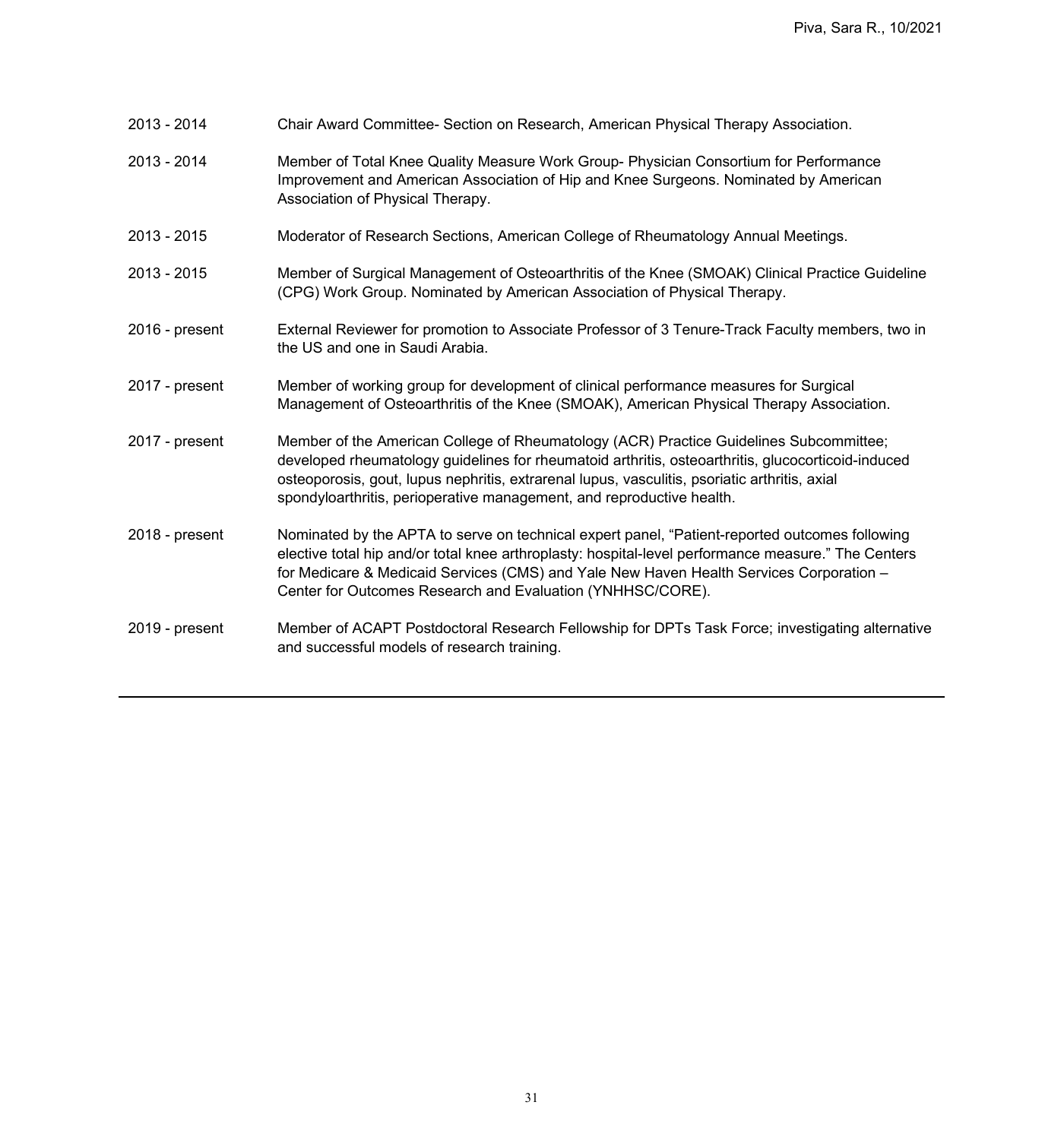2013 - 2014 Chair Award Committee- Section on Research, American Physical Therapy Association.

2013 - 2014 Member of Total Knee Quality Measure Work Group- Physician Consortium for Performance Improvement and American Association of Hip and Knee Surgeons. Nominated by American Association of Physical Therapy.

2013 - 2015 Moderator of Research Sections, American College of Rheumatology Annual Meetings.

2013 - 2015 Member of Surgical Management of Osteoarthritis of the Knee (SMOAK) Clinical Practice Guideline (CPG) Work Group. Nominated by American Association of Physical Therapy.

2016 - present External Reviewer for promotion to Associate Professor of 3 Tenure-Track Faculty members, two in the US and one in Saudi Arabia.

2017 - present Member of working group for development of clinical performance measures for Surgical Management of Osteoarthritis of the Knee (SMOAK), American Physical Therapy Association.

2017 - present Member of the American College of Rheumatology (ACR) Practice Guidelines Subcommittee; developed rheumatology guidelines for rheumatoid arthritis, osteoarthritis, glucocorticoid-induced osteoporosis, gout, lupus nephritis, extrarenal lupus, vasculitis, psoriatic arthritis, axial spondyloarthritis, perioperative management, and reproductive health.

2018 - present Nominated by the APTA to serve on technical expert panel, "Patient-reported outcomes following elective total hip and/or total knee arthroplasty: hospital-level performance measure." The Centers for Medicare & Medicaid Services (CMS) and Yale New Haven Health Services Corporation – Center for Outcomes Research and Evaluation (YNHHSC/CORE).

2019 - present Member of ACAPT Postdoctoral Research Fellowship for DPTs Task Force; investigating alternative and successful models of research training.